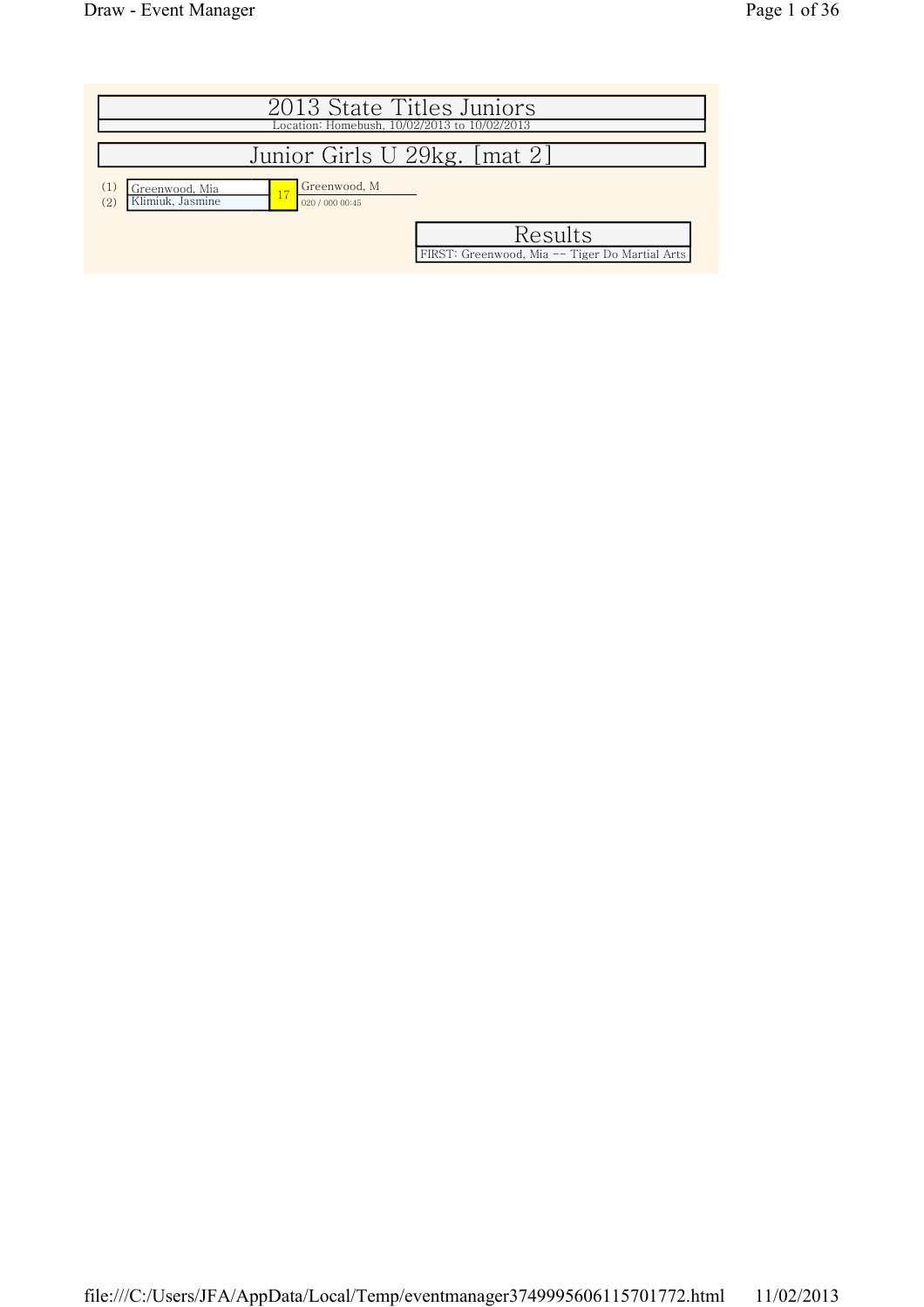# 2013 State Titles Juniors

Location: Homebush, 10/02/2013 to 10/02/2013

## Junior Girls U 29kg. [mat 2]

(1) Greenwood, Mia
(2) Klimiuk, Jasmine

17

Greenwood, M
020 / 000 00:45

### Results

FIRST: Greenwood, Mia -- Tiger Do Martial Arts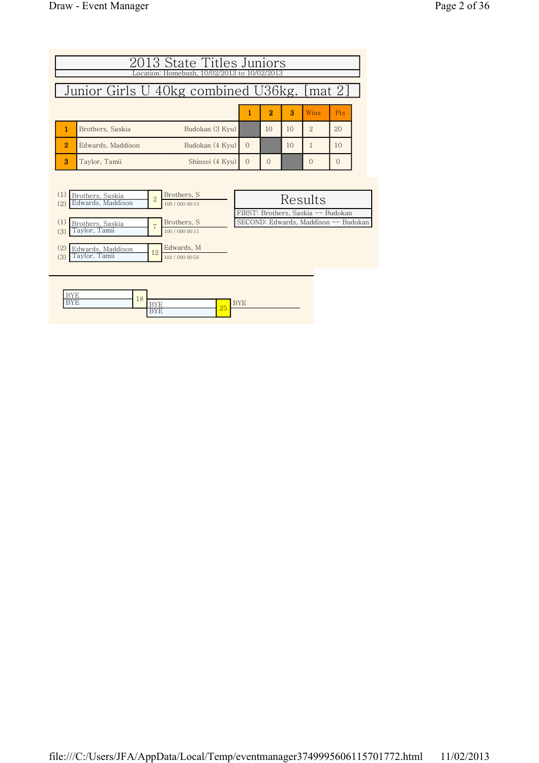# 2013 State Titles Juniors

Location: Homebush, 10/02/2013 to 10/02/2013

## Junior Girls U 40kg combined U36kg. [mat 2]

| | Name | Club | 1 | 2 | 3 | Wins | Pts |
|---|---|---|---|---|---|---|---|
| 1 | Brothers, Saskia | Budokan (3 Kyu) | | 10 | 10 | 2 | 20 |
| 2 | Edwards, Maddison | Budokan (4 Kyu) | 0 | | 10 | 1 | 10 |
| 3 | Taylor, Tamii | Shinsei (4 Kyu) | 0 | 0 | | 0 | 0 |

| Players | Match | Winner | Score |
|---|---|---|---|
| (1) Brothers, Saskia vs (2) Edwards, Maddison | 2 | Brothers, S | 100 / 000 00:13 |
| (1) Brothers, Saskia vs (3) Taylor, Tamii | 7 | Brothers, S | 100 / 000 00:11 |
| (2) Edwards, Maddison vs (3) Taylor, Tamii | 12 | Edwards, M | 102 / 000 00:56 |

### Results

FIRST: Brothers, Saskia -- Budokan

SECOND: Edwards, Maddison -- Budokan

| Players | Match | Winner |
|---|---|---|
| BYE vs BYE | 18 | |
| BYE vs BYE | 25 | BYE |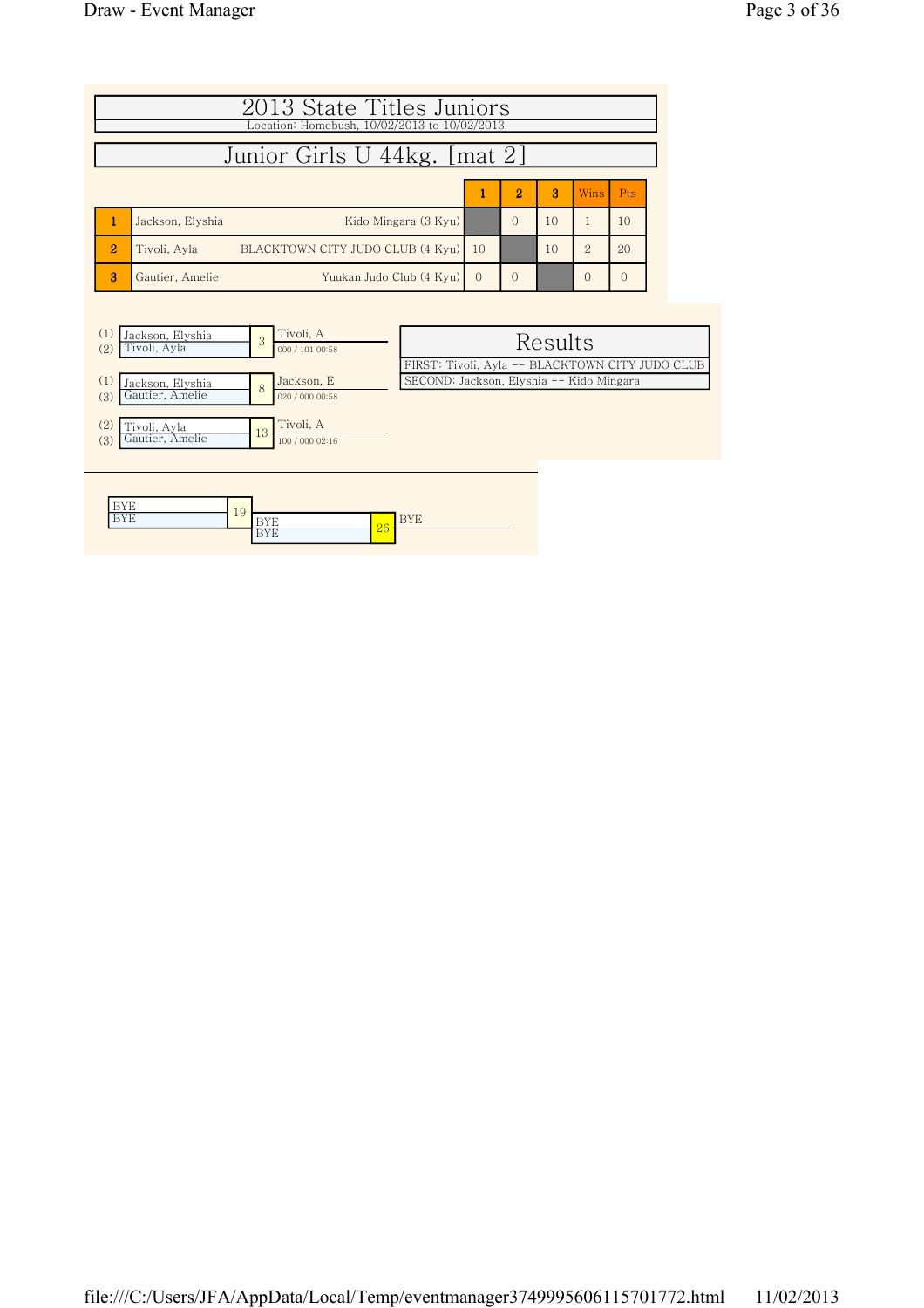# 2013 State Titles Juniors

Location: Homebush, 10/02/2013 to 10/02/2013

## Junior Girls U 44kg. [mat 2]

| | Name | Club | 1 | 2 | 3 | Wins | Pts |
|---|---|---|---|---|---|---|---|
| 1 | Jackson, Elyshia | Kido Mingara (3 Kyu) | | 0 | 10 | 1 | 10 |
| 2 | Tivoli, Ayla | BLACKTOWN CITY JUDO CLUB (4 Kyu) | 10 | | 10 | 2 | 20 |
| 3 | Gautier, Amelie | Yuukan Judo Club (4 Kyu) | 0 | 0 | | 0 | 0 |

| Contest | Competitors | Winner | Score / Time |
|---|---|---|---|
| 3 | (1) Jackson, Elyshia vs (2) Tivoli, Ayla | Tivoli, A | 000 / 101 00:58 |
| 8 | (1) Jackson, Elyshia vs (3) Gautier, Amelie | Jackson, E | 020 / 000 00:58 |
| 13 | (2) Tivoli, Ayla vs (3) Gautier, Amelie | Tivoli, A | 100 / 000 02:16 |

### Results

FIRST: Tivoli, Ayla -- BLACKTOWN CITY JUDO CLUB

SECOND: Jackson, Elyshia -- Kido Mingara

| Contest | Competitors | Winner |
|---|---|---|
| 19 | BYE vs BYE | |
| 26 | BYE vs BYE | BYE |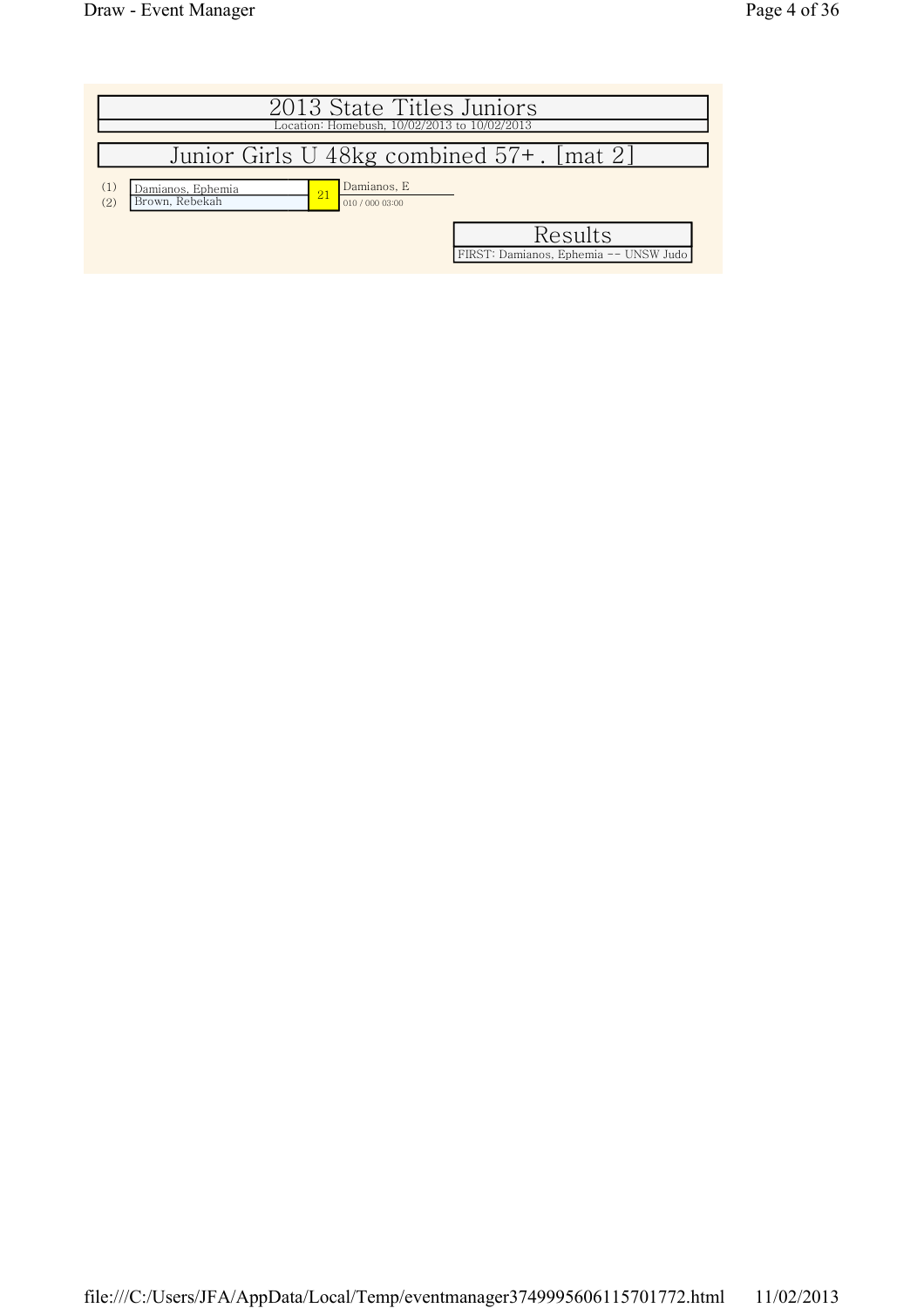# 2013 State Titles Juniors

Location: Homebush, 10/02/2013 to 10/02/2013

## Junior Girls U 48kg combined 57+. [mat 2]

| Seed | Competitor | Match | Winner |
|---|---|---|---|
| (1) | Damianos, Ephemia | 21 | Damianos, E |
| (2) | Brown, Rebekah | | 010 / 000 03:00 |

### Results

FIRST: Damianos, Ephemia -- UNSW Judo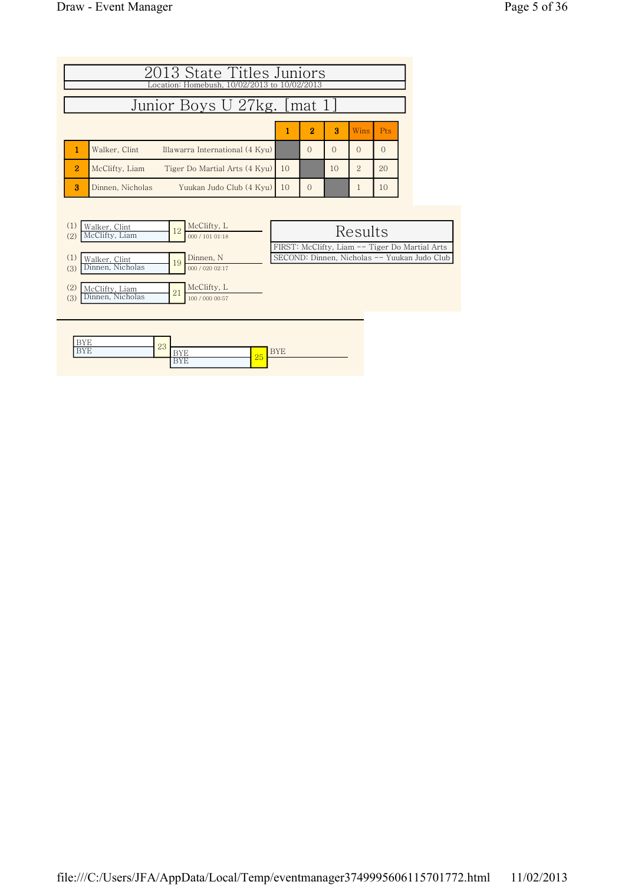# 2013 State Titles Juniors

Location: Homebush, 10/02/2013 to 10/02/2013

## Junior Boys U 27kg. [mat 1]

| | Name | Club | 1 | 2 | 3 | Wins | Pts |
|---|---|---|---|---|---|---|---|
| 1 | Walker, Clint | Illawarra International (4 Kyu) | | 0 | 0 | 0 | 0 |
| 2 | McClifty, Liam | Tiger Do Martial Arts (4 Kyu) | 10 | | 10 | 2 | 20 |
| 3 | Dinnen, Nicholas | Yuukan Judo Club (4 Kyu) | 10 | 0 | | 1 | 10 |

| Contest | Competitors | Winner | Score / Time |
|---|---|---|---|
| 12 | (1) Walker, Clint vs (2) McClifty, Liam | McClifty, L | 000 / 101 01:18 |
| 19 | (1) Walker, Clint vs (3) Dinnen, Nicholas | Dinnen, N | 000 / 020 02:17 |
| 21 | (2) McClifty, Liam vs (3) Dinnen, Nicholas | McClifty, L | 100 / 000 00:57 |

### Results

FIRST: McClifty, Liam -- Tiger Do Martial Arts

SECOND: Dinnen, Nicholas -- Yuukan Judo Club

| Contest | Competitors | Winner |
|---|---|---|
| 23 | BYE vs BYE | |
| 25 | BYE vs BYE | BYE |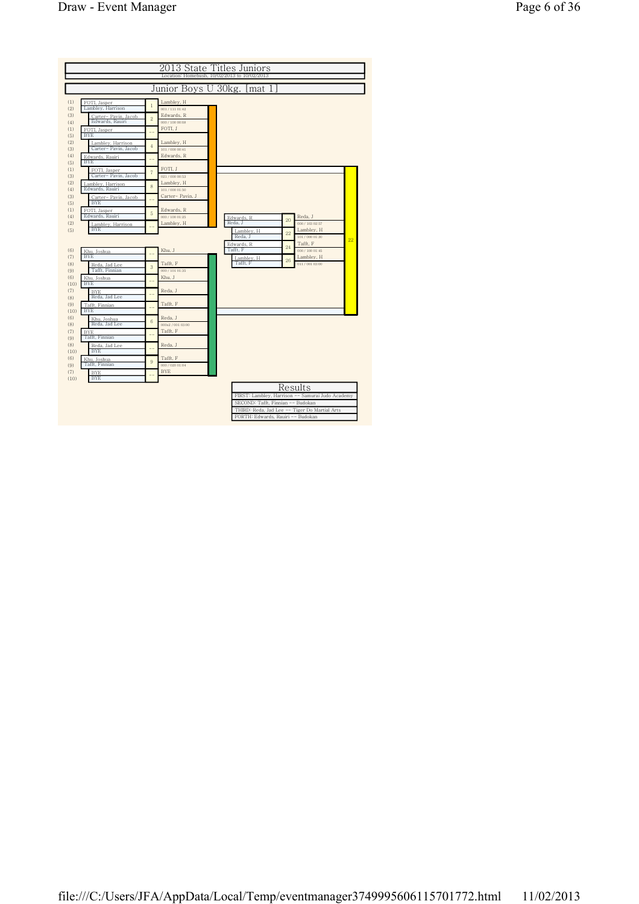# 2013 State Titles Juniors

Location: Homebush, 10/02/2013 to 10/02/2013

## Junior Boys U 30kg. [mat 1]

| Seed | Competitors | Match | Winner | Score |
|---|---|---|---|---|
| (1) / (2) | FOTI, Jasper / Lambley, Harrison | 1 | Lambley, H | 001 / 111 01:42 |
| (3) / (4) | Carter- Pavin, Jacob / Edwards, Rauiri | 2 | Edwards, R | 000 / 100 00:59 |
| (1) / (5) | FOTI, Jasper / BYE | -- | FOTI, J | |
| (2) / (3) | Lambley, Harrison / Carter- Pavin, Jacob | 4 | Lambley, H | 101 / 000 00:41 |
| (4) / (5) | Edwards, Rauiri / BYE | -- | Edwards, R | |
| (1) / (3) | FOTI, Jasper / Carter- Pavin, Jacob | 7 | FOTI, J | 021 / 000 00:53 |
| (2) / (4) | Lambley, Harrison / Edwards, Rauiri | 8 | Lambley, H | 101 / 000 01:50 |
| (3) / (5) | Carter- Pavin, Jacob / BYE | -- | Carter- Pavin, J | |
| (1) / (4) | FOTI, Jasper / Edwards, Rauiri | 5 | Edwards, R | 000 / 100 01:25 |
| (2) / (5) | Lambley, Harrison / BYE | -- | Lambley, H | |
| (6) / (7) | Khu, Joshua / BYE | -- | Khu, J | |
| (8) / (9) | Reda, Jad Lee / Tafft, Finnian | 3 | Tafft, F | 000 / 101 01:25 |
| (6) / (10) | Khu, Joshua / BYE | -- | Khu, J | |
| (7) / (8) | BYE / Reda, Jad Lee | -- | Reda, J | |
| (9) / (10) | Tafft, Finnian / BYE | -- | Tafft, F | |
| (6) / (8) | Khu, Joshua / Reda, Jad Lee | 6 | Reda, J | 000s2 / 001 03:00 |
| (7) / (9) | BYE / Tafft, Finnian | -- | Tafft, F | |
| (8) / (10) | Reda, Jad Lee / BYE | -- | Reda, J | |
| (6) / (9) | Khu, Joshua / Tafft, Finnian | 9 | Tafft, F | 000 / 020 01:04 |
| (7) / (10) | BYE / BYE | -- | BYE | |

| Competitors | Match | Winner | Score |
|---|---|---|---|
| Edwards, R / Reda, J | 20 | Reda, J | 000 / 103 02:37 |
| Lambley, H / Reda, J | 22 | Lambley, H | 101 / 000 01:30 |
| Edwards, R / Tafft, F | 24 | Tafft, F | 000 / 100 01:45 |
| Lambley, H / Tafft, F | 26 | Lambley, H | 011 / 001 03:00 |

Final: 22

## Results

- FIRST: Lambley, Harrison -- Samurai Judo Academy
- SECOND: Tafft, Finnian -- Budokan
- THIRD: Reda, Jad Lee -- Tiger Do Martial Arts
- FORTH: Edwards, Rauiri -- Budokan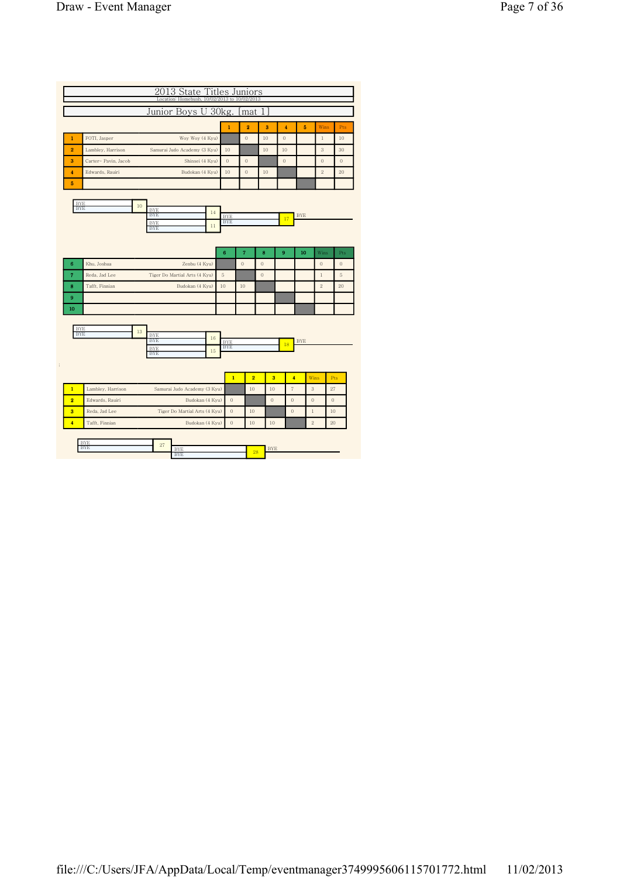# 2013 State Titles Juniors

Location: Homebush, 10/02/2013 to 10/02/2013

## Junior Boys U 30kg. [mat 1]

| | | | 1 | 2 | 3 | 4 | 5 | Wins | Pts |
|---|---|---|---|---|---|---|---|---|---|
| 1 | FOTI, Jasper | Woy Woy (4 Kyu) | | 0 | 10 | 0 | | 1 | 10 |
| 2 | Lambley, Harrison | Samurai Judo Academy (3 Kyu) | 10 | | 10 | 10 | | 3 | 30 |
| 3 | Carter- Pavin, Jacob | Shinsei (4 Kyu) | 0 | 0 | | 0 | | 0 | 0 |
| 4 | Edwards, Rauiri | Budokan (4 Kyu) | 10 | 0 | 10 | | | 2 | 20 |
| 5 | | | | | | | | | |

BYE / BYE — 10
BYE / BYE — 14
BYE / BYE — 11
BYE / BYE — 17 — BYE

| | | | 6 | 7 | 8 | 9 | 10 | Wins | Pts |
|---|---|---|---|---|---|---|---|---|---|
| 6 | Khu, Joshua | Zenbu (4 Kyu) | | 0 | 0 | | | 0 | 0 |
| 7 | Reda, Jad Lee | Tiger Do Martial Arts (4 Kyu) | 5 | | 0 | | | 1 | 5 |
| 8 | Tafft, Finnian | Budokan (4 Kyu) | 10 | 10 | | | | 2 | 20 |
| 9 | | | | | | | | | |
| 10 | | | | | | | | | |

BYE / BYE — 13
BYE / BYE — 16
BYE / BYE — 15
BYE / BYE — 18 — BYE

| | | | 1 | 2 | 3 | 4 | Wins | Pts |
|---|---|---|---|---|---|---|---|---|
| 1 | Lambley, Harrison | Samurai Judo Academy (3 Kyu) | | 10 | 10 | 7 | 3 | 27 |
| 2 | Edwards, Rauiri | Budokan (4 Kyu) | 0 | | 0 | 0 | 0 | 0 |
| 3 | Reda, Jad Lee | Tiger Do Martial Arts (4 Kyu) | 0 | 10 | | 0 | 1 | 10 |
| 4 | Tafft, Finnian | Budokan (4 Kyu) | 0 | 10 | 10 | | 2 | 20 |

BYE / BYE — 27
BYE / BYE — 28 — BYE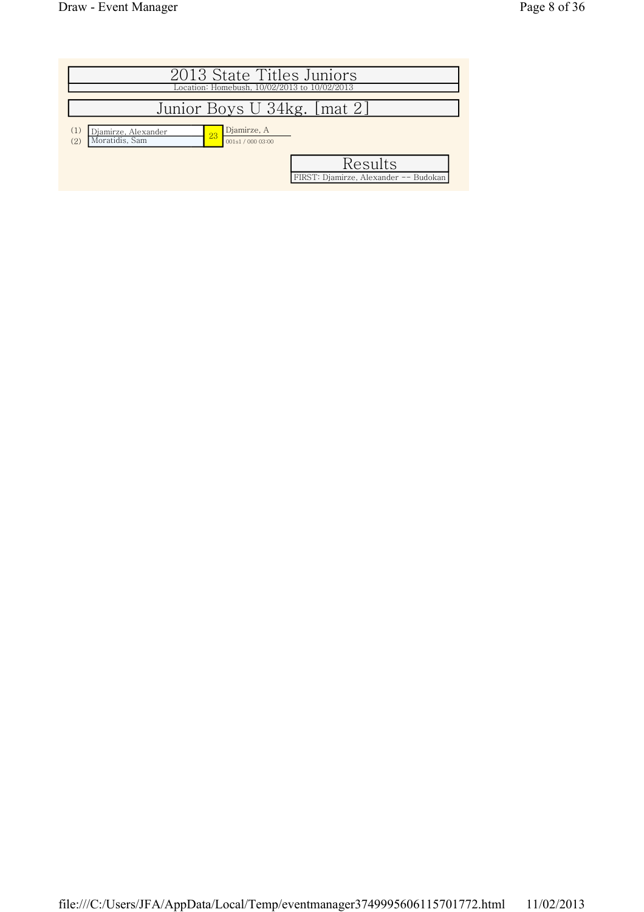# 2013 State Titles Juniors

Location: Homebush, 10/02/2013 to 10/02/2013

## Junior Boys U 34kg. [mat 2]

| Seed | Competitor | Match | Winner |
|---|---|---|---|
| (1) | Djamirze, Alexander | 23 | Djamirze, A |
| (2) | Moratidis, Sam | | 001s1 / 000 03:00 |

### Results

FIRST: Djamirze, Alexander -- Budokan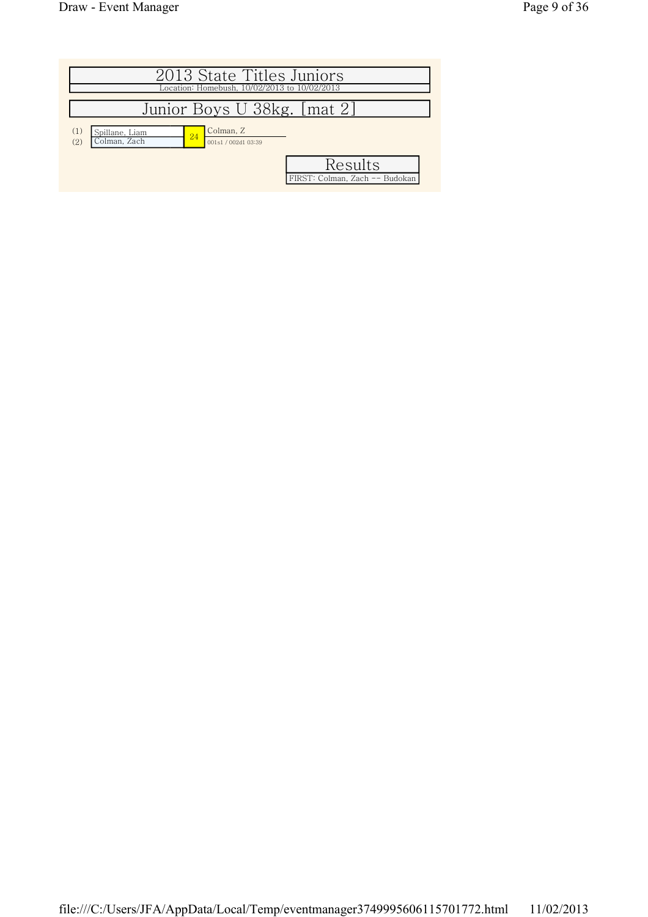# 2013 State Titles Juniors

Location: Homebush, 10/02/2013 to 10/02/2013

## Junior Boys U 38kg. [mat 2]

| | Competitor | Match | Winner |
|---|---|---|---|
| (1) | Spillane, Liam | 24 | Colman, Z |
| (2) | Colman, Zach | | 001s1 / 002d1 03:39 |

### Results

FIRST: Colman, Zach -- Budokan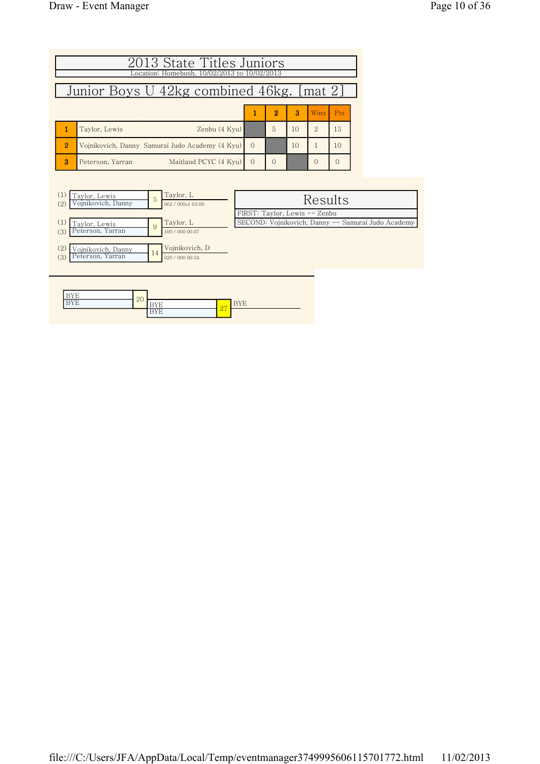# 2013 State Titles Juniors

Location: Homebush, 10/02/2013 to 10/02/2013

## Junior Boys U 42kg combined 46kg. [mat 2]

| | Name | Club | 1 | 2 | 3 | Wins | Pts |
|---|---|---|---|---|---|---|---|
| 1 | Taylor, Lewis | Zenbu (4 Kyu) | | 5 | 10 | 2 | 15 |
| 2 | Vojnikovich, Danny | Samurai Judo Academy (4 Kyu) | 0 | | 10 | 1 | 10 |
| 3 | Peterson, Yarran | Maitland PCYC (4 Kyu) | 0 | 0 | | 0 | 0 |

| Contest | Competitors | Winner | Score / Time |
|---|---|---|---|
| 5 | (1) Taylor, Lewis vs (2) Vojnikovich, Danny | Taylor, L | 002 / 000s1 03:00 |
| 9 | (1) Taylor, Lewis vs (3) Peterson, Yarran | Taylor, L | 100 / 000 00:07 |
| 14 | (2) Vojnikovich, Danny vs (3) Peterson, Yarran | Vojnikovich, D | 020 / 000 00:34 |

### Results

FIRST: Taylor, Lewis -- Zenbu

SECOND: Vojnikovich, Danny -- Samurai Judo Academy

| Contest | Competitors | Winner |
|---|---|---|
| 20 | BYE vs BYE | |
| 27 | BYE vs BYE | BYE |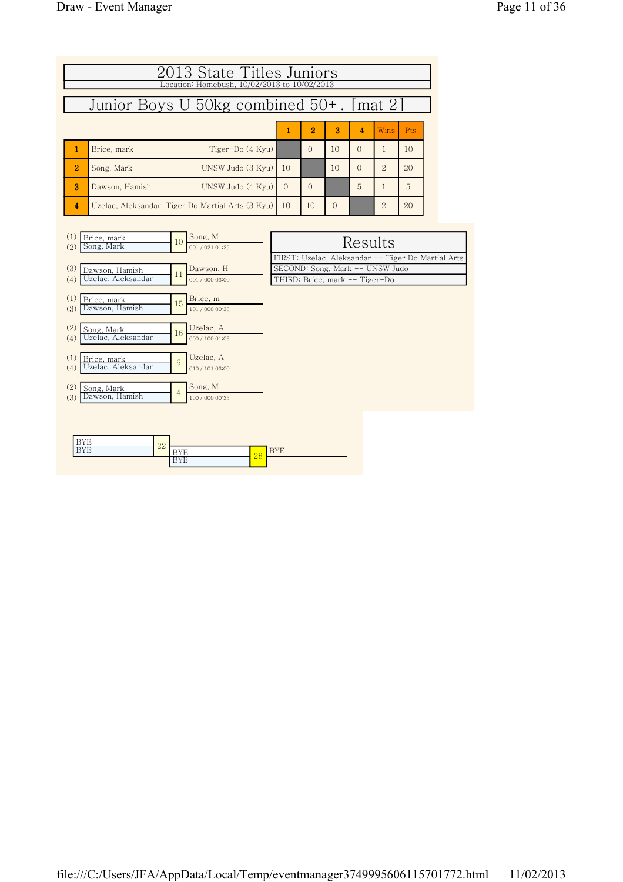# 2013 State Titles Juniors

Location: Homebush, 10/02/2013 to 10/02/2013

## Junior Boys U 50kg combined 50+ . [mat 2]

| | | | 1 | 2 | 3 | 4 | Wins | Pts |
|---|---|---|---|---|---|---|---|---|
| 1 | Brice, mark | Tiger-Do (4 Kyu) | | 0 | 10 | 0 | 1 | 10 |
| 2 | Song, Mark | UNSW Judo (3 Kyu) | 10 | | 10 | 0 | 2 | 20 |
| 3 | Dawson, Hamish | UNSW Judo (4 Kyu) | 0 | 0 | | 5 | 1 | 5 |
| 4 | Uzelac, Aleksandar | Tiger Do Martial Arts (3 Kyu) | 10 | 10 | 0 | | 2 | 20 |

| Contest | Competitors | Winner | Score |
|---|---|---|---|
| 10 | (1) Brice, mark / (2) Song, Mark | Song, M | 001 / 021 01:29 |
| 11 | (3) Dawson, Hamish / (4) Uzelac, Aleksandar | Dawson, H | 001 / 000 03:00 |
| 15 | (1) Brice, mark / (3) Dawson, Hamish | Brice, m | 101 / 000 00:36 |
| 16 | (2) Song, Mark / (4) Uzelac, Aleksandar | Uzelac, A | 000 / 100 01:06 |
| 6 | (1) Brice, mark / (4) Uzelac, Aleksandar | Uzelac, A | 010 / 101 03:00 |
| 4 | (2) Song, Mark / (3) Dawson, Hamish | Song, M | 100 / 000 00:35 |

### Results

FIRST: Uzelac, Aleksandar -- Tiger Do Martial Arts

SECOND: Song, Mark -- UNSW Judo

THIRD: Brice, mark -- Tiger-Do

| Contest | Competitors | Winner |
|---|---|---|
| 22 | BYE / BYE | |
| 28 | BYE / BYE | BYE |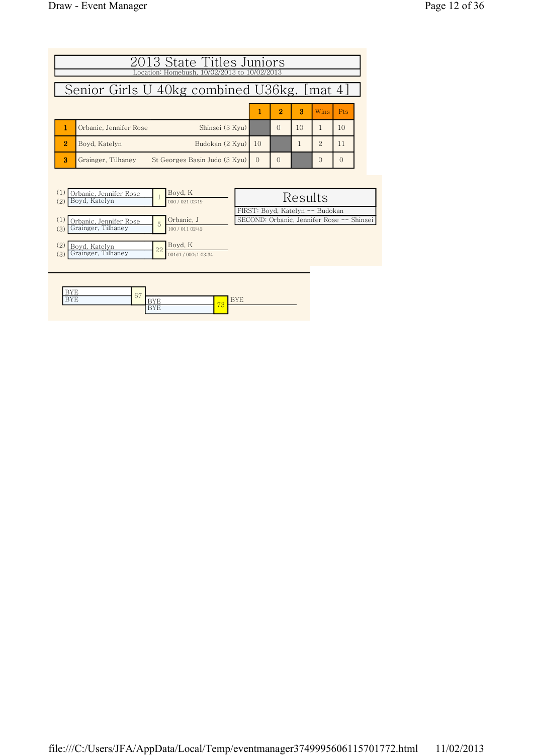# 2013 State Titles Juniors

Location: Homebush, 10/02/2013 to 10/02/2013

## Senior Girls U 40kg combined U36kg. [mat 4]

| | | | 1 | 2 | 3 | Wins | Pts |
|---|---|---|---|---|---|---|---|
| 1 | Orbanic, Jennifer Rose | Shinsei (3 Kyu) | | 0 | 10 | 1 | 10 |
| 2 | Boyd, Katelyn | Budokan (2 Kyu) | 10 | | 1 | 2 | 11 |
| 3 | Grainger, Tilhaney | St Georges Basin Judo (3 Kyu) | 0 | 0 | | 0 | 0 |

| Contestants | Contest | Winner | Score / Time |
|---|---|---|---|
| (1) Orbanic, Jennifer Rose vs (2) Boyd, Katelyn | 1 | Boyd, K | 000 / 021 02:19 |
| (1) Orbanic, Jennifer Rose vs (3) Grainger, Tilhaney | 5 | Orbanic, J | 100 / 011 02:42 |
| (2) Boyd, Katelyn vs (3) Grainger, Tilhaney | 22 | Boyd, K | 001d1 / 000s1 03:34 |

### Results

FIRST: Boyd, Katelyn -- Budokan

SECOND: Orbanic, Jennifer Rose -- Shinsei

| Contestants | Contest | Winner |
|---|---|---|
| BYE vs BYE | 67 | BYE |
| BYE vs BYE | 73 | BYE |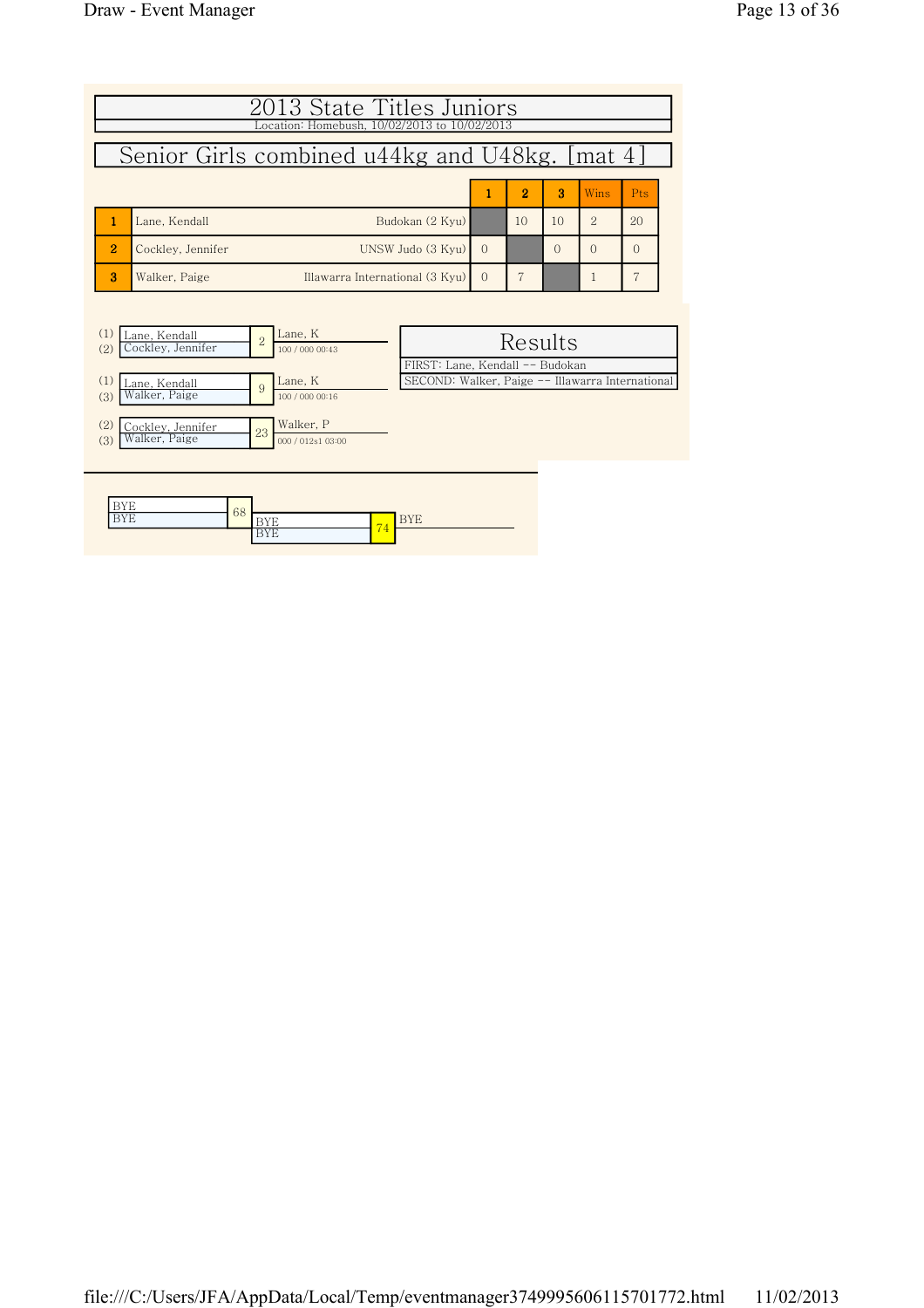# 2013 State Titles Juniors

Location: Homebush, 10/02/2013 to 10/02/2013

## Senior Girls combined u44kg and U48kg. [mat 4]

| | Name | Club | 1 | 2 | 3 | Wins | Pts |
|---|---|---|---|---|---|---|---|
| 1 | Lane, Kendall | Budokan (2 Kyu) | | 10 | 10 | 2 | 20 |
| 2 | Cockley, Jennifer | UNSW Judo (3 Kyu) | 0 | | 0 | 0 | 0 |
| 3 | Walker, Paige | Illawarra International (3 Kyu) | 0 | 7 | | 1 | 7 |

| Contest | Competitors | Winner | Score / Time |
|---|---|---|---|
| 2 | (1) Lane, Kendall vs (2) Cockley, Jennifer | Lane, K | 100 / 000 00:43 |
| 9 | (1) Lane, Kendall vs (3) Walker, Paige | Lane, K | 100 / 000 00:16 |
| 23 | (2) Cockley, Jennifer vs (3) Walker, Paige | Walker, P | 000 / 012s1 03:00 |

### Results

FIRST: Lane, Kendall -- Budokan

SECOND: Walker, Paige -- Illawarra International

| Contest | Competitors | Winner |
|---|---|---|
| 68 | BYE vs BYE | BYE |
| 74 | BYE vs BYE | BYE |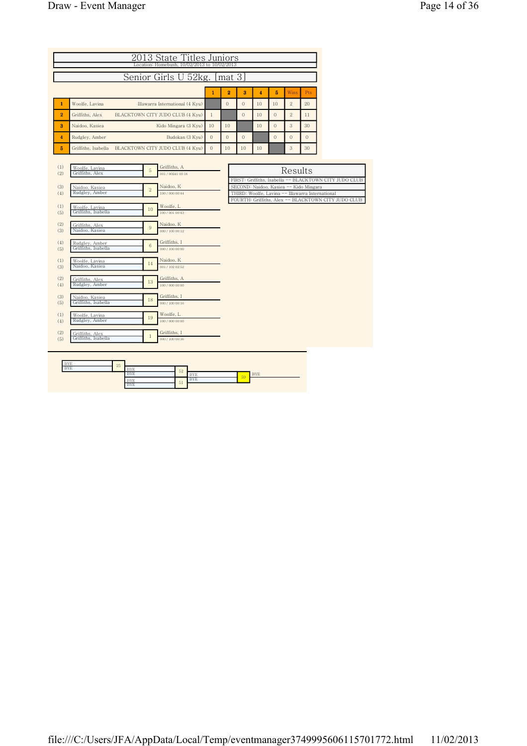# 2013 State Titles Juniors

Location: Homebush, 10/02/2013 to 10/02/2013

## Senior Girls U 52kg. [mat 3]

| # | Name | Club | 1 | 2 | 3 | 4 | 5 | Wins | Pts |
|---|---|---|---|---|---|---|---|---|---|
| 1 | Woolfe, Lavina | Illawarra International (4 Kyu) | | 0 | 0 | 10 | 10 | 2 | 20 |
| 2 | Griffiths, Alex | BLACKTOWN CITY JUDO CLUB (4 Kyu) | 1 | | 0 | 10 | 0 | 2 | 11 |
| 3 | Naidoo, Kasiea | Kido Mingara (3 Kyu) | 10 | 10 | | 10 | 0 | 3 | 30 |
| 4 | Rudgley, Amber | Budokan (3 Kyu) | 0 | 0 | 0 | | 0 | 0 | 0 |
| 5 | Griffiths, Isabella | BLACKTOWN CITY JUDO CLUB (4 Kyu) | 0 | 10 | 10 | 10 | | 3 | 30 |

| Pool | Contest | Match | Winner | Score |
|---|---|---|---|---|
| (1) Woolfe, Lavina / (2) Griffiths, Alex | 5 | | Griffiths, A | 001 / 002s1 03:16 |
| (3) Naidoo, Kasiea / (4) Rudgley, Amber | 2 | | Naidoo, K | 100 / 000 00:44 |
| (1) Woolfe, Lavina / (5) Griffiths, Isabella | 10 | | Woolfe, L | 100 / 001 00:43 |
| (2) Griffiths, Alex / (3) Naidoo, Kasiea | 9 | | Naidoo, K | 000 / 100 00:12 |
| (4) Rudgley, Amber / (5) Griffiths, Isabella | 6 | | Griffiths, I | 000 / 100 00:00 |
| (1) Woolfe, Lavina / (3) Naidoo, Kasiea | 14 | | Naidoo, K | 001 / 102 02:52 |
| (2) Griffiths, Alex / (4) Rudgley, Amber | 13 | | Griffiths, A | 100 / 000 00:00 |
| (3) Naidoo, Kasiea / (5) Griffiths, Isabella | 18 | | Griffiths, I | 000 / 100 00:16 |
| (1) Woolfe, Lavina / (4) Rudgley, Amber | 19 | | Woolfe, L | 100 / 000 00:00 |
| (2) Griffiths, Alex / (5) Griffiths, Isabella | 1 | | Griffiths, I | 000 / 100 00:36 |

### Results

- FIRST: Griffiths, Isabella -- BLACKTOWN CITY JUDO CLUB
- SECOND: Naidoo, Kasiea -- Kido Mingara
- THIRD: Woolfe, Lavina -- Illawarra International
- FOURTH: Griffiths, Alex -- BLACKTOWN CITY JUDO CLUB

| Contest | Competitors | Winner |
|---|---|---|
| 25 | BYE / BYE | |
| 52 | BYE / BYE | |
| 51 | BYE / BYE | |
| 59 | BYE / BYE | BYE |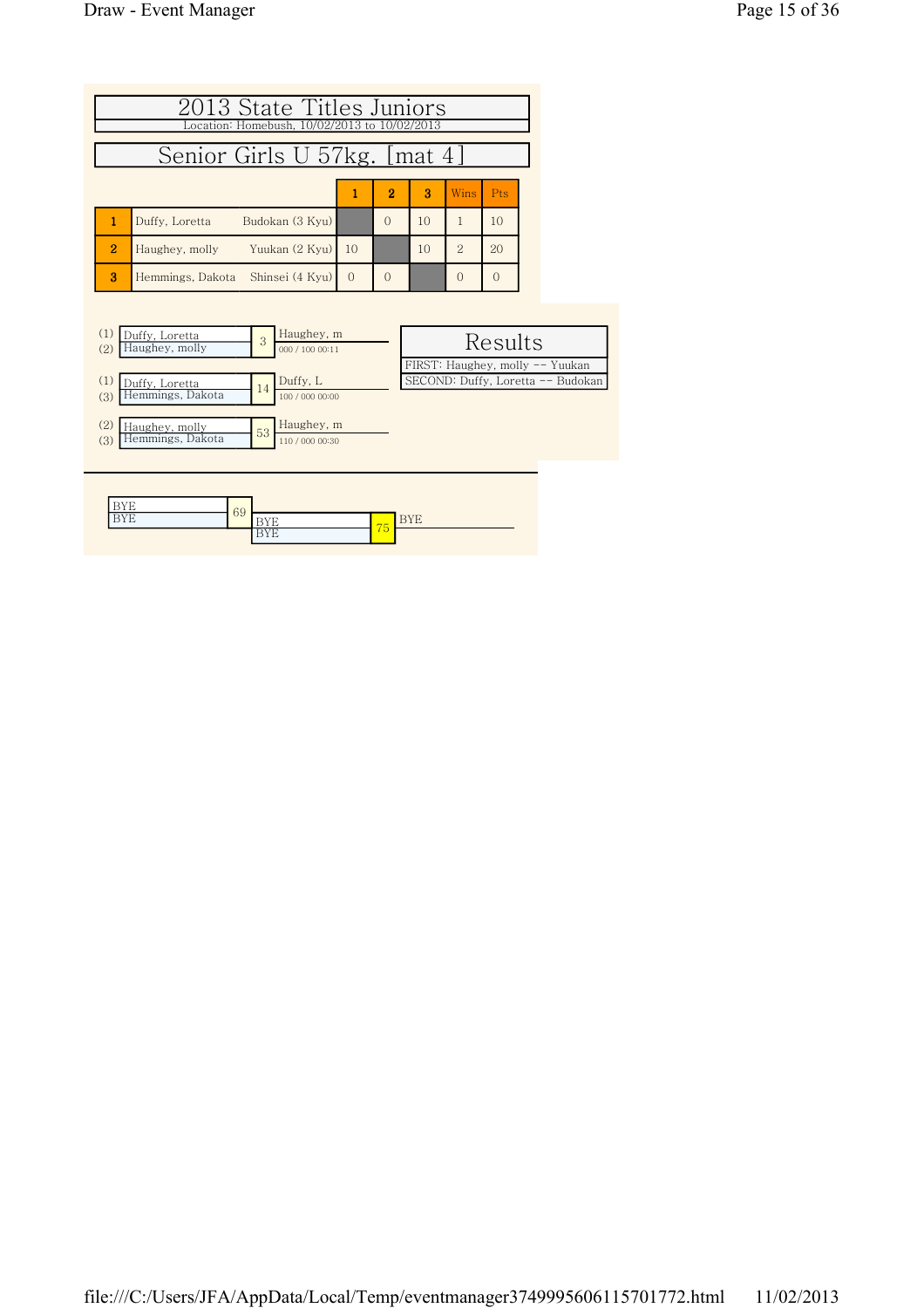# 2013 State Titles Juniors

Location: Homebush, 10/02/2013 to 10/02/2013

## Senior Girls U 57kg. [mat 4]

| | | | 1 | 2 | 3 | Wins | Pts |
|---|---|---|---|---|---|---|---|
| **1** | Duffy, Loretta | Budokan (3 Kyu) | | 0 | 10 | 1 | 10 |
| **2** | Haughey, molly | Yuukan (2 Kyu) | 10 | | 10 | 2 | 20 |
| **3** | Hemmings, Dakota | Shinsei (4 Kyu) | 0 | 0 | | 0 | 0 |

(1) Duffy, Loretta
(2) Haughey, molly
Contest 3 — Winner: Haughey, m — 000 / 100 00:11

(1) Duffy, Loretta
(3) Hemmings, Dakota
Contest 14 — Winner: Duffy, L — 100 / 000 00:00

(2) Haughey, molly
(3) Hemmings, Dakota
Contest 53 — Winner: Haughey, m — 110 / 000 00:30

### Results

FIRST: Haughey, molly -- Yuukan
SECOND: Duffy, Loretta -- Budokan

---

BYE
BYE
Contest 69 — BYE / BYE
Contest 75 — BYE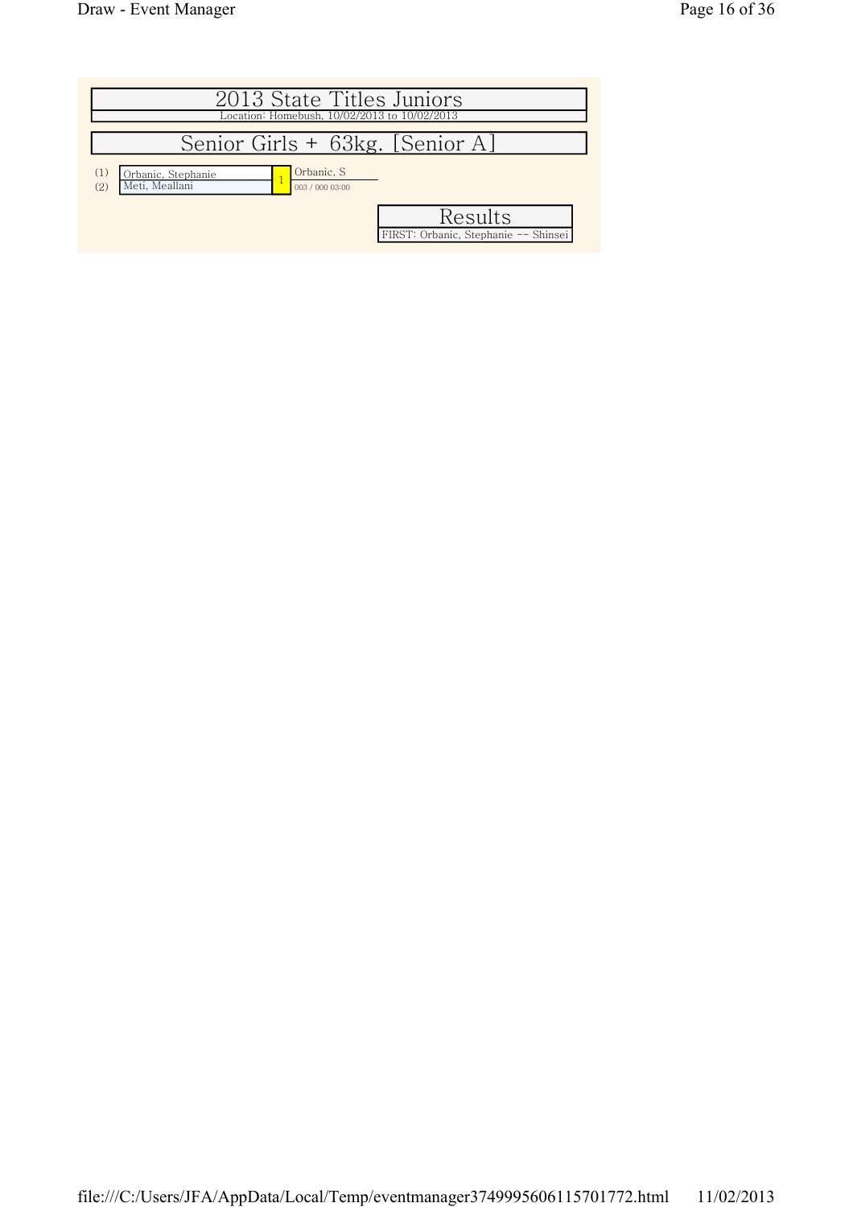# 2013 State Titles Juniors

Location: Homebush, 10/02/2013 to 10/02/2013

## Senior Girls + 63kg. [Senior A]

| Seed | Competitor | Match | Winner |
|---|---|---|---|
| (1) | Orbanic, Stephanie | 1 | Orbanic, S |
| (2) | Meti, Meallani | | 003 / 000 03:00 |

### Results

FIRST: Orbanic, Stephanie -- Shinsei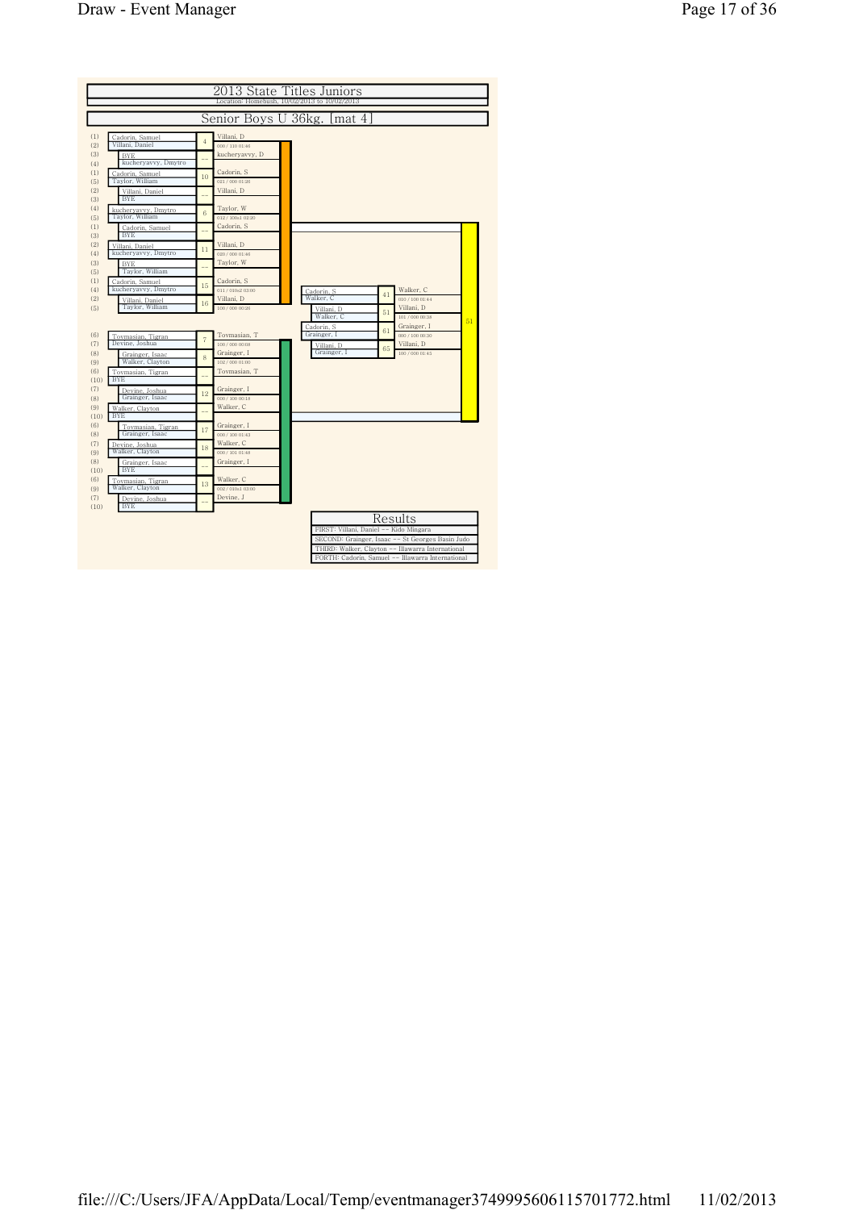# 2013 State Titles Juniors

Location: Homebush, 10/02/2013 to 10/02/2013

## Senior Boys U 36kg. [mat 4]

### Pool A

| Seed | Competitor 1 | Competitor 2 | Contest | Winner | Score |
|---|---|---|---|---|---|
| (1) / (2) | Cadorin, Samuel | Villani, Daniel | 4 | Villani, D | 000 / 110 01:46 |
| (3) / (4) | BYE | kucheryavvy, Dmytro | -- | kucheryavvy, D | |
| (1) / (5) | Cadorin, Samuel | Taylor, William | 10 | Cadorin, S | 021 / 000 01:26 |
| (2) / (3) | Villani, Daniel | BYE | -- | Villani, D | |
| (4) / (5) | kucheryavvy, Dmytro | Taylor, William | 6 | Taylor, W | 012 / 100s1 02:20 |
| (1) / (3) | Cadorin, Samuel | BYE | -- | Cadorin, S | |
| (2) / (4) | Villani, Daniel | kucheryavvy, Dmytro | 11 | Villani, D | 020 / 000 01:46 |
| (3) / (5) | BYE | Taylor, William | -- | Taylor, W | |
| (1) / (4) | Cadorin, Samuel | kucheryavvy, Dmytro | 15 | Cadorin, S | 011 / 010s2 03:00 |
| (2) / (5) | Villani, Daniel | Taylor, William | 16 | Villani, D | 100 / 000 00:26 |

### Pool B

| Seed | Competitor 1 | Competitor 2 | Contest | Winner | Score |
|---|---|---|---|---|---|
| (6) / (7) | Tovmasian, Tigran | Devine, Joshua | 7 | Tovmasian, T | 100 / 000 00:08 |
| (8) / (9) | Grainger, Isaac | Walker, Clayton | 8 | Grainger, I | 102 / 000 01:00 |
| (6) / (10) | Tovmasian, Tigran | BYE | -- | Tovmasian, T | |
| (7) / (8) | Devine, Joshua | Grainger, Isaac | 12 | Grainger, I | 000 / 100 00:18 |
| (9) / (10) | Walker, Clayton | BYE | -- | Walker, C | |
| (6) / (8) | Tovmasian, Tigran | Grainger, Isaac | 17 | Grainger, I | 000 / 100 01:43 |
| (7) / (9) | Devine, Joshua | Walker, Clayton | 18 | Walker, C | 000 / 101 01:48 |
| (8) / (10) | Grainger, Isaac | BYE | -- | Grainger, I | |
| (6) / (9) | Tovmasian, Tigran | Walker, Clayton | 13 | Walker, C | 002 / 010s1 03:00 |
| (7) / (10) | Devine, Joshua | BYE | -- | Devine, J | |

### Finals

| Competitor 1 | Competitor 2 | Contest | Winner | Score |
|---|---|---|---|---|
| Cadorin, S | Walker, C | 41 | Walker, C | 010 / 100 01:44 |
| Villani, D | Walker, C | 51 | Villani, D | 101 / 000 00:38 |
| Cadorin, S | Grainger, I | 61 | Grainger, I | 000 / 100 00:30 |
| Villani, D | Grainger, I | 65 | Villani, D | 100 / 000 01:45 |

### Results

| Results |
|---|
| FIRST: Villani, Daniel -- Kido Mingara |
| SECOND: Grainger, Isaac -- St Georges Basin Judo |
| THIRD: Walker, Clayton -- Illawarra International |
| FORTH: Cadorin, Samuel -- Illawarra International |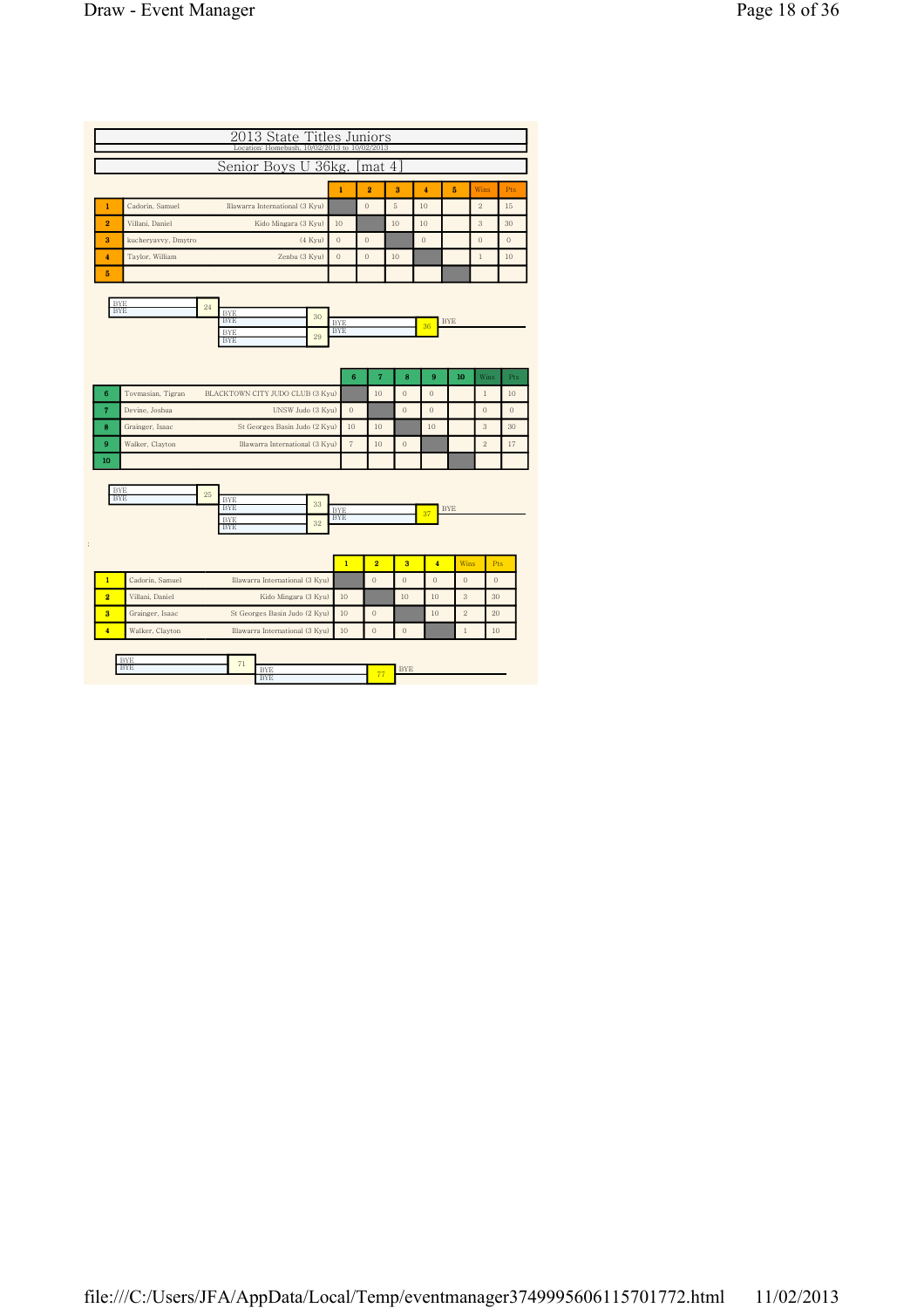# 2013 State Titles Juniors

Location: Homebush, 10/02/2013 to 10/02/2013

## Senior Boys U 36kg. [mat 4]

| | Name | Club | 1 | 2 | 3 | 4 | 5 | Wins | Pts |
|---|---|---|---|---|---|---|---|---|---|
| 1 | Cadorin, Samuel | Illawarra International (3 Kyu) | | 0 | 5 | 10 | | 2 | 15 |
| 2 | Villani, Daniel | Kido Mingara (3 Kyu) | 10 | | 10 | 10 | | 3 | 30 |
| 3 | kucheryavyy, Dmytro | (4 Kyu) | 0 | 0 | | 0 | | 0 | 0 |
| 4 | Taylor, William | Zenbu (3 Kyu) | 0 | 0 | 10 | | | 1 | 10 |
| 5 | | | | | | | | | |

BYE / BYE — 24
BYE / BYE — 30
BYE / BYE — 29
BYE / BYE — 36 — BYE

| | Name | Club | 6 | 7 | 8 | 9 | 10 | Wins | Pts |
|---|---|---|---|---|---|---|---|---|---|
| 6 | Tovmasian, Tigran | BLACKTOWN CITY JUDO CLUB (3 Kyu) | | 10 | 0 | 0 | | 1 | 10 |
| 7 | Devine, Joshua | UNSW Judo (3 Kyu) | 0 | | 0 | 0 | | 0 | 0 |
| 8 | Grainger, Isaac | St Georges Basin Judo (2 Kyu) | 10 | 10 | | 10 | | 3 | 30 |
| 9 | Walker, Clayton | Illawarra International (3 Kyu) | 7 | 10 | 0 | | | 2 | 17 |
| 10 | | | | | | | | | |

BYE / BYE — 25
BYE / BYE — 33
BYE / BYE — 32
BYE / BYE — 37 — BYE

| | Name | Club | 1 | 2 | 3 | 4 | Wins | Pts |
|---|---|---|---|---|---|---|---|---|
| 1 | Cadorin, Samuel | Illawarra International (3 Kyu) | | 0 | 0 | 0 | 0 | 0 |
| 2 | Villani, Daniel | Kido Mingara (3 Kyu) | 10 | | 10 | 10 | 3 | 30 |
| 3 | Grainger, Isaac | St Georges Basin Judo (2 Kyu) | 10 | 0 | | 10 | 2 | 20 |
| 4 | Walker, Clayton | Illawarra International (3 Kyu) | 10 | 0 | 0 | | 1 | 10 |

BYE / BYE — 71
BYE / BYE — 77 — BYE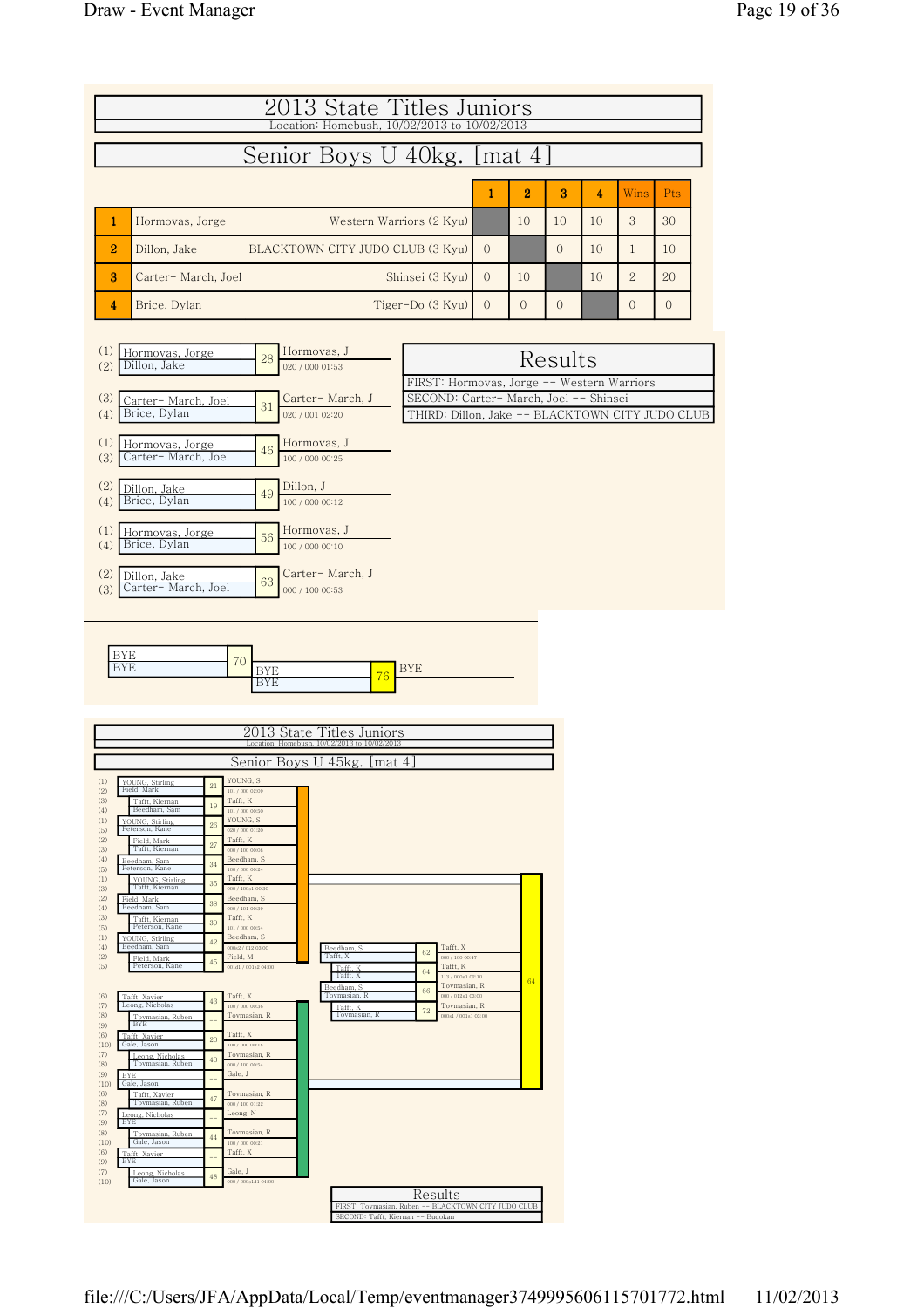# 2013 State Titles Juniors

Location: Homebush, 10/02/2013 to 10/02/2013

## Senior Boys U 40kg. [mat 4]

| | | | 1 | 2 | 3 | 4 | Wins | Pts |
|---|---|---|---|---|---|---|---|---|
| 1 | Hormovas, Jorge | Western Warriors (2 Kyu) | | 10 | 10 | 10 | 3 | 30 |
| 2 | Dillon, Jake | BLACKTOWN CITY JUDO CLUB (3 Kyu) | 0 | | 0 | 10 | 1 | 10 |
| 3 | Carter- March, Joel | Shinsei (3 Kyu) | 0 | 10 | | 10 | 2 | 20 |
| 4 | Brice, Dylan | Tiger-Do (3 Kyu) | 0 | 0 | 0 | | 0 | 0 |

| Contestants | Match | Winner | Score |
|---|---|---|---|
| (1) Hormovas, Jorge / (2) Dillon, Jake | 28 | Hormovas, J | 020 / 000 01:53 |
| (3) Carter- March, Joel / (4) Brice, Dylan | 31 | Carter- March, J | 020 / 001 02:20 |
| (1) Hormovas, Jorge / (3) Carter- March, Joel | 46 | Hormovas, J | 100 / 000 00:25 |
| (2) Dillon, Jake / (4) Brice, Dylan | 49 | Dillon, J | 100 / 000 00:12 |
| (1) Hormovas, Jorge / (4) Brice, Dylan | 56 | Hormovas, J | 100 / 000 00:10 |
| (2) Dillon, Jake / (3) Carter- March, Joel | 63 | Carter- March, J | 000 / 100 00:53 |

### Results

FIRST: Hormovas, Jorge -- Western Warriors
SECOND: Carter- March, Joel -- Shinsei
THIRD: Dillon, Jake -- BLACKTOWN CITY JUDO CLUB

| Contestants | Match | Winner |
|---|---|---|
| BYE / BYE | 70 | BYE |
| BYE / BYE | 76 | BYE |

# 2013 State Titles Juniors

Location: Homebush, 10/02/2013 to 10/02/2013

## Senior Boys U 45kg. [mat 4]

| Contestants | Match | Winner | Score |
|---|---|---|---|
| (1) YOUNG, Stirling / (2) Field, Mark | 21 | YOUNG, S | 101 / 000 02:09 |
| (3) Tafft, Kiernan / (4) Beedham, Sam | 19 | Tafft, K | 101 / 000 00:50 |
| (1) YOUNG, Stirling / (5) Peterson, Kane | 26 | YOUNG, S | 020 / 000 01:20 |
| (2) Field, Mark / (3) Tafft, Kiernan | 27 | Tafft, K | 000 / 100 00:08 |
| (4) Beedham, Sam / (5) Peterson, Kane | 34 | Beedham, S | 100 / 000 00:24 |
| (1) YOUNG, Stirling / (3) Tafft, Kiernan | 35 | Tafft, K | 000 / 100s1 00:30 |
| (2) Field, Mark / (4) Beedham, Sam | 38 | Beedham, S | 000 / 101 00:39 |
| (3) Tafft, Kiernan / (5) Peterson, Kane | 39 | Tafft, K | 101 / 000 00:54 |
| (1) YOUNG, Stirling / (4) Beedham, Sam | 42 | Beedham, S | 000s2 / 012 03:00 |
| (2) Field, Mark / (5) Peterson, Kane | 45 | Field, M | 001s1 / 001s2 04:00 |
| (6) Tafft, Xavier / (7) Leong, Nicholas | 43 | Tafft, X | 100 / 000 00:36 |
| (8) Tovmasian, Ruben / (9) BYE | -- | Tovmasian, R | |
| (6) Tafft, Xavier / (10) Gale, Jason | 20 | Tafft, X | 100 / 000 00:18 |
| (7) Leong, Nicholas / (8) Tovmasian, Ruben | 40 | Tovmasian, R | 000 / 100 00:34 |
| (9) BYE / (10) Gale, Jason | -- | Gale, J | |
| (6) Tafft, Xavier / (8) Tovmasian, Ruben | 47 | Tovmasian, R | 000 / 100 01:22 |
| (7) Leong, Nicholas / (9) BYE | -- | Leong, N | |
| (8) Tovmasian, Ruben / (10) Gale, Jason | 44 | Tovmasian, R | 100 / 000 00:21 |
| (6) Tafft, Xavier / (9) BYE | -- | Tafft, X | |
| (7) Leong, Nicholas / (10) Gale, Jason | 48 | Gale, J | 000 / 000s1 04:00 |
| Beedham, S / Tafft, X | 62 | Tafft, X | 000 / 100 00:47 |
| Tafft, K / Tafft, X | 64 | Tafft, K | 113 / 000s1 02:10 |
| Beedham, S / Tovmasian, R | 66 | Tovmasian, R | 000 / 012s1 03:00 |
| Tafft, K / Tovmasian, R | 72 | Tovmasian, R | 000s1 / 001s1 02:00 |

### Results

FIRST: Tovmasian, Ruben -- BLACKTOWN CITY JUDO CLUB
SECOND: Tafft, Kiernan -- Budokan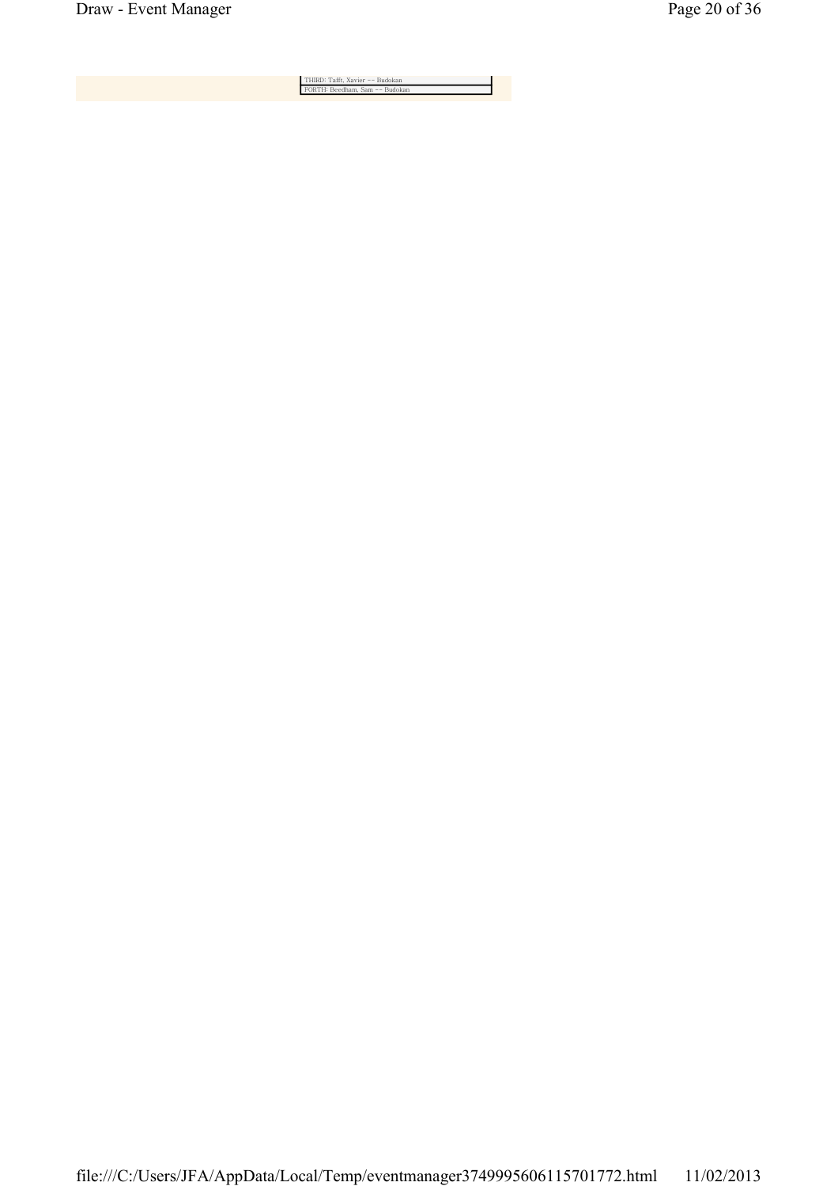THIRD: Tafft, Xavier -- Budokan

FORTH: Beedham, Sam -- Budokan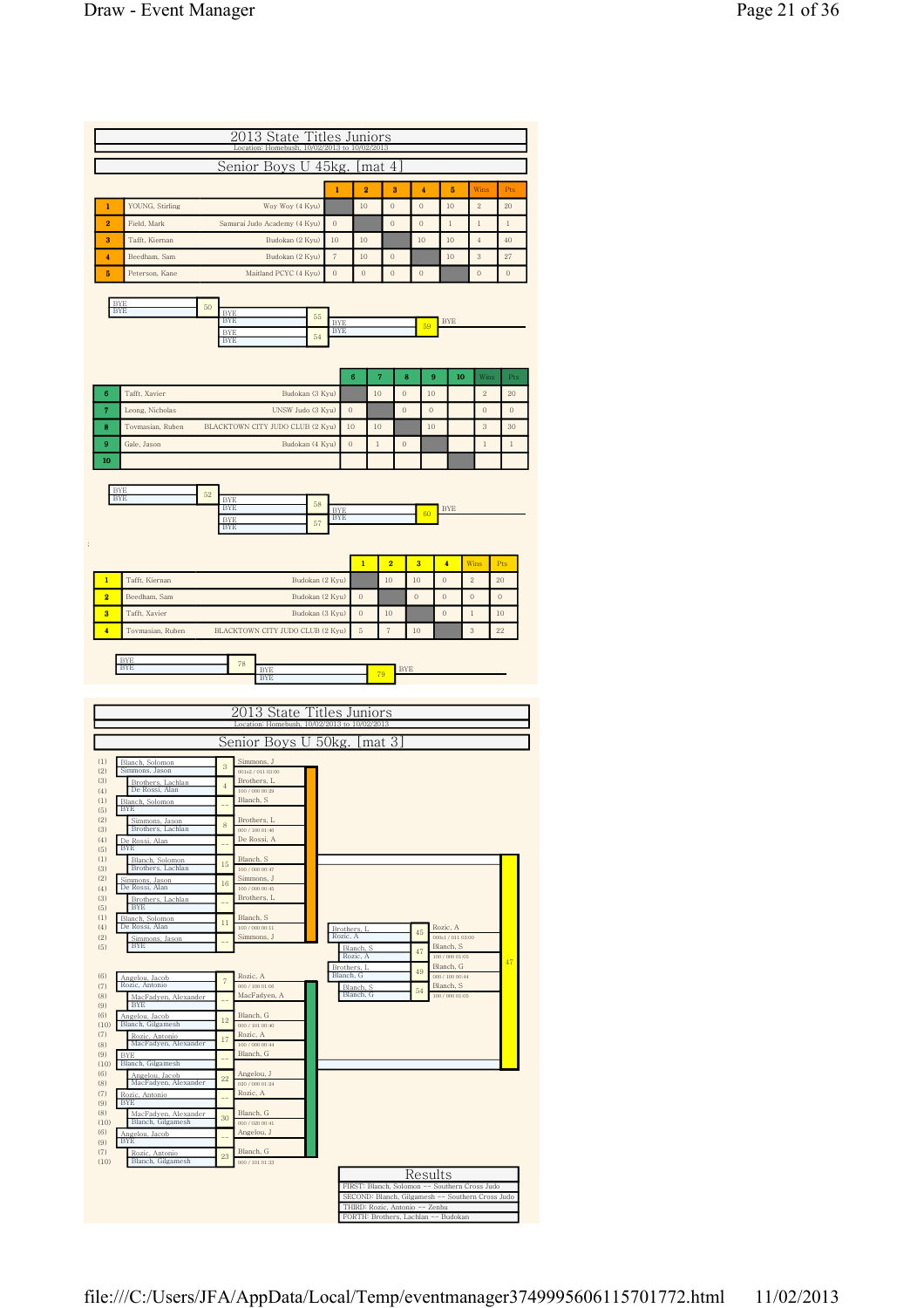# 2013 State Titles Juniors

Location: Homebush, 10/02/2013 to 10/02/2013

## Senior Boys U 45kg. [mat 4]

| | | | 1 | 2 | 3 | 4 | 5 | Wins | Pts |
|---|---|---|---|---|---|---|---|---|---|
| 1 | YOUNG, Stirling | Woy Woy (4 Kyu) | | 10 | 0 | 0 | 10 | 2 | 20 |
| 2 | Field, Mark | Samurai Judo Academy (4 Kyu) | 0 | | 0 | 0 | 1 | 1 | 1 |
| 3 | Tafft, Kiernan | Budokan (2 Kyu) | 10 | 10 | | 10 | 10 | 4 | 40 |
| 4 | Beedham, Sam | Budokan (2 Kyu) | 7 | 10 | 0 | | 10 | 3 | 27 |
| 5 | Peterson, Kane | Maitland PCYC (4 Kyu) | 0 | 0 | 0 | 0 | | 0 | 0 |

BYE / BYE — 50; BYE / BYE — 55; BYE / BYE — 54; BYE / BYE — 59 — BYE

| | | | 6 | 7 | 8 | 9 | 10 | Wins | Pts |
|---|---|---|---|---|---|---|---|---|---|
| 6 | Tafft, Xavier | Budokan (3 Kyu) | | 10 | 0 | 10 | | 2 | 20 |
| 7 | Leong, Nicholas | UNSW Judo (3 Kyu) | 0 | | 0 | 0 | | 0 | 0 |
| 8 | Tovmasian, Ruben | BLACKTOWN CITY JUDO CLUB (2 Kyu) | 10 | 10 | | 10 | | 3 | 30 |
| 9 | Gale, Jason | Budokan (4 Kyu) | 0 | 1 | 0 | | | 1 | 1 |
| 10 | | | | | | | | | |

BYE / BYE — 52; BYE / BYE — 58; BYE / BYE — 57; BYE / BYE — 60 — BYE

| | | | 1 | 2 | 3 | 4 | Wins | Pts |
|---|---|---|---|---|---|---|---|---|
| 1 | Tafft, Kiernan | Budokan (2 Kyu) | | 10 | 10 | 0 | 2 | 20 |
| 2 | Beedham, Sam | Budokan (2 Kyu) | 0 | | 0 | 0 | 0 | 0 |
| 3 | Tafft, Xavier | Budokan (3 Kyu) | 0 | 10 | | 0 | 1 | 10 |
| 4 | Tovmasian, Ruben | BLACKTOWN CITY JUDO CLUB (2 Kyu) | 5 | 7 | 10 | | 3 | 22 |

BYE / BYE — 78; BYE / BYE — 79 — BYE

# 2013 State Titles Juniors

Location: Homebush, 10/02/2013 to 10/02/2013

## Senior Boys U 50kg. [mat 3]

| Contest | Competitors | Winner | Score |
|---|---|---|---|
| 3 | (1) Blanch, Solomon vs (2) Simmons, Jason | Simmons, J | 001s2 / 011 03:00 |
| 4 | (3) Brothers, Lachlan vs (4) De Rossi, Alan | Brothers, L | 100 / 000 00:39 |
| -- | (1) Blanch, Solomon vs (5) BYE | Blanch, S | |
| 8 | (2) Simmons, Jason vs (3) Brothers, Lachlan | Brothers, L | 000 / 100 01:46 |
| -- | (4) De Rossi, Alan vs (5) BYE | De Rossi, A | |
| 15 | (1) Blanch, Solomon vs (3) Brothers, Lachlan | Blanch, S | 100 / 000 00:47 |
| 16 | (2) Simmons, Jason vs (4) De Rossi, Alan | Simmons, J | 100 / 000 00:45 |
| -- | (3) Brothers, Lachlan vs (5) BYE | Brothers, L | |
| 11 | (1) Blanch, Solomon vs (4) De Rossi, Alan | Blanch, S | 100 / 000 00:11 |
| -- | (2) Simmons, Jason vs (5) BYE | Simmons, J | |
| 7 | (6) Angelou, Jacob vs (7) Rozic, Antonio | Rozic, A | 000 / 100 01:00 |
| -- | (8) MacFadyen, Alexander vs (9) BYE | MacFadyen, A | |
| 12 | (6) Angelou, Jacob vs (10) Blanch, Gilgamesh | Blanch, G | 000 / 101 00:40 |
| 17 | (7) Rozic, Antonio vs (8) MacFadyen, Alexander | Rozic, A | 100 / 000 00:44 |
| -- | (9) BYE vs (10) Blanch, Gilgamesh | Blanch, G | |
| 22 | (6) Angelou, Jacob vs (8) MacFadyen, Alexander | Angelou, J | 020 / 000 01:24 |
| -- | (7) Rozic, Antonio vs (9) BYE | Rozic, A | |
| 30 | (8) MacFadyen, Alexander vs (10) Blanch, Gilgamesh | Blanch, G | 000 / 020 00:41 |
| -- | (6) Angelou, Jacob vs (9) BYE | Angelou, J | |
| 23 | (7) Rozic, Antonio vs (10) Blanch, Gilgamesh | Blanch, G | 000 / 101 01:33 |
| 45 | Brothers, L vs Rozic, A | Rozic, A | 000s1 / 011 03:00 |
| 47 | Blanch, S vs Rozic, A | Blanch, S | 100 / 000 01:05 |
| 49 | Brothers, L vs Blanch, G | Blanch, G | 000 / 100 00:44 |
| 54 | Blanch, S vs Blanch, G | Blanch, S | 100 / 000 01:05 |

### Results

- FIRST: Blanch, Solomon -- Southern Cross Judo
- SECOND: Blanch, Gilgamesh -- Southern Cross Judo
- THIRD: Rozic, Antonio -- Zenbu
- FORTH: Brothers, Lachlan -- Budokan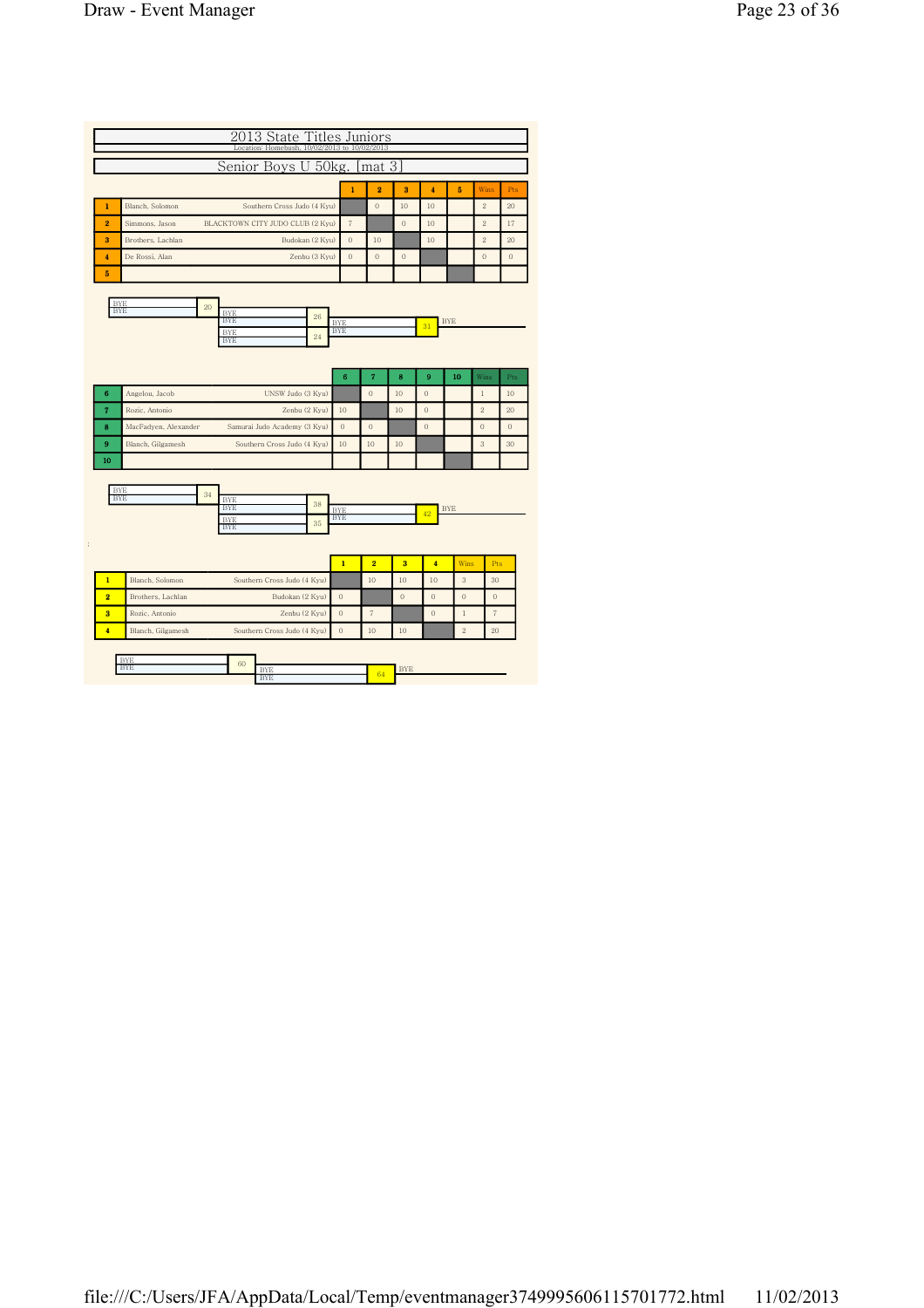# 2013 State Titles Juniors

Location: Homebush, 10/02/2013 to 10/02/2013

## Senior Boys U 50kg. [mat 3]

| | | | 1 | 2 | 3 | 4 | 5 | Wins | Pts |
|---|---|---|---|---|---|---|---|---|---|
| 1 | Blanch, Solomon | Southern Cross Judo (4 Kyu) | | 0 | 10 | 10 | | 2 | 20 |
| 2 | Simmons, Jason | BLACKTOWN CITY JUDO CLUB (2 Kyu) | 7 | | 0 | 10 | | 2 | 17 |
| 3 | Brothers, Lachlan | Budokan (2 Kyu) | 0 | 10 | | 10 | | 2 | 20 |
| 4 | De Rossi, Alan | Zenbu (3 Kyu) | 0 | 0 | 0 | | | 0 | 0 |
| 5 | | | | | | | | | |

BYE / BYE — 20; BYE / BYE — 26; BYE / BYE — 24; BYE / BYE — 31; BYE

| | | | 6 | 7 | 8 | 9 | 10 | Wins | Pts |
|---|---|---|---|---|---|---|---|---|---|
| 6 | Angelou, Jacob | UNSW Judo (3 Kyu) | | 0 | 10 | 0 | | 1 | 10 |
| 7 | Rozic, Antonio | Zenbu (2 Kyu) | 10 | | 10 | 0 | | 2 | 20 |
| 8 | MacFadyen, Alexander | Samurai Judo Academy (3 Kyu) | 0 | 0 | | 0 | | 0 | 0 |
| 9 | Blanch, Gilgamesh | Southern Cross Judo (4 Kyu) | 10 | 10 | 10 | | | 3 | 30 |
| 10 | | | | | | | | | |

BYE / BYE — 34; BYE / BYE — 38; BYE / BYE — 35; BYE / BYE — 42; BYE

| | | | 1 | 2 | 3 | 4 | Wins | Pts |
|---|---|---|---|---|---|---|---|---|
| 1 | Blanch, Solomon | Southern Cross Judo (4 Kyu) | | 10 | 10 | 10 | 3 | 30 |
| 2 | Brothers, Lachlan | Budokan (2 Kyu) | 0 | | 0 | 0 | 0 | 0 |
| 3 | Rozic, Antonio | Zenbu (2 Kyu) | 0 | 7 | | 0 | 1 | 7 |
| 4 | Blanch, Gilgamesh | Southern Cross Judo (4 Kyu) | 0 | 10 | 10 | | 2 | 20 |

BYE / BYE — 60; BYE / BYE — 64; BYE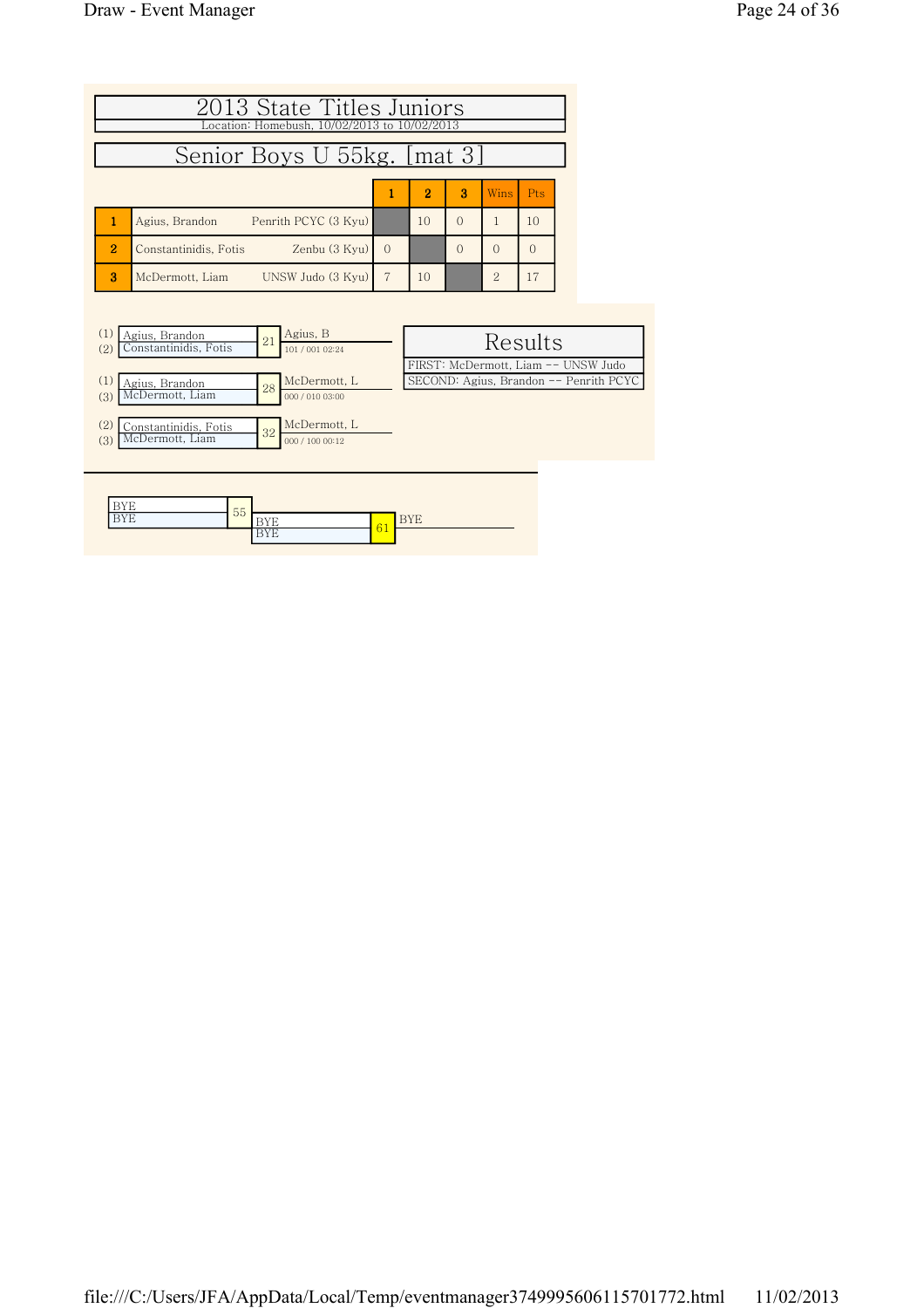# 2013 State Titles Juniors

Location: Homebush, 10/02/2013 to 10/02/2013

## Senior Boys U 55kg. [mat 3]

| | Name | Club | 1 | 2 | 3 | Wins | Pts |
|---|---|---|---|---|---|---|---|
| 1 | Agius, Brandon | Penrith PCYC (3 Kyu) | | 10 | 0 | 1 | 10 |
| 2 | Constantinidis, Fotis | Zenbu (3 Kyu) | 0 | | 0 | 0 | 0 |
| 3 | McDermott, Liam | UNSW Judo (3 Kyu) | 7 | 10 | | 2 | 17 |

| Seed | Competitors | Contest | Winner | Score |
|---|---|---|---|---|
| (1) / (2) | Agius, Brandon / Constantinidis, Fotis | 21 | Agius, B | 101 / 001 02:24 |
| (1) / (3) | Agius, Brandon / McDermott, Liam | 28 | McDermott, L | 000 / 010 03:00 |
| (2) / (3) | Constantinidis, Fotis / McDermott, Liam | 32 | McDermott, L | 000 / 100 00:12 |

### Results

FIRST: McDermott, Liam -- UNSW Judo

SECOND: Agius, Brandon -- Penrith PCYC

| Competitors | Contest | Competitors | Contest | Winner |
|---|---|---|---|---|
| BYE / BYE | 55 | BYE / BYE | 61 | BYE |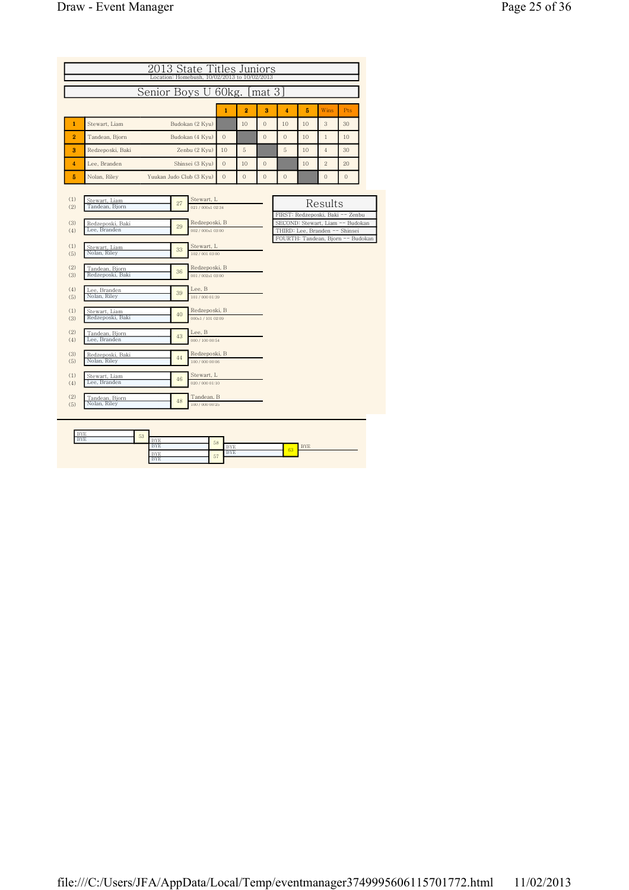# 2013 State Titles Juniors

Location: Homebush, 10/02/2013 to 10/02/2013

## Senior Boys U 60kg. [mat 3]

| | | | 1 | 2 | 3 | 4 | 5 | Wins | Pts |
|---|---|---|---|---|---|---|---|---|---|
| 1 | Stewart, Liam | Budokan (2 Kyu) | | 10 | 0 | 10 | 10 | 3 | 30 |
| 2 | Tandean, Bjorn | Budokan (4 Kyu) | 0 | | 0 | 0 | 10 | 1 | 10 |
| 3 | Redzeposki, Baki | Zenbu (2 Kyu) | 10 | 5 | | 5 | 10 | 4 | 30 |
| 4 | Lee, Branden | Shinsei (3 Kyu) | 0 | 10 | 0 | | 10 | 2 | 20 |
| 5 | Nolan, Riley | Yuukan Judo Club (3 Kyu) | 0 | 0 | 0 | 0 | | 0 | 0 |

| Players | Contest | Winner | Score |
|---|---|---|---|
| (1) Stewart, Liam / (2) Tandean, Bjorn | 27 | Stewart, L | 021 / 000s1 02:34 |
| (3) Redzeposki, Baki / (4) Lee, Branden | 29 | Redzeposki, B | 002 / 000s1 03:00 |
| (1) Stewart, Liam / (5) Nolan, Riley | 33 | Stewart, L | 102 / 001 03:00 |
| (2) Tandean, Bjorn / (3) Redzeposki, Baki | 36 | Redzeposki, B | 001 / 002s1 03:00 |
| (4) Lee, Branden / (5) Nolan, Riley | 39 | Lee, B | 101 / 000 01:39 |
| (1) Stewart, Liam / (3) Redzeposki, Baki | 40 | Redzeposki, B | 000s1 / 101 02:09 |
| (2) Tandean, Bjorn / (4) Lee, Branden | 43 | Lee, B | 000 / 100 00:54 |
| (3) Redzeposki, Baki / (5) Nolan, Riley | 44 | Redzeposki, B | 100 / 000 00:06 |
| (1) Stewart, Liam / (4) Lee, Branden | 46 | Stewart, L | 020 / 000 01:10 |
| (2) Tandean, Bjorn / (5) Nolan, Riley | 48 | Tandean, B | 100 / 000 00:25 |

### Results

- FIRST: Redzeposki, Baki -- Zenbu
- SECOND: Stewart, Liam -- Budokan
- THIRD: Lee, Branden -- Shinsei
- FOURTH: Tandean, Bjorn -- Budokan

| Players | Contest | Winner |
|---|---|---|
| BYE / BYE | 53 | |
| BYE / BYE | 58 | |
| BYE / BYE | 57 | |
| BYE / BYE | 63 | BYE |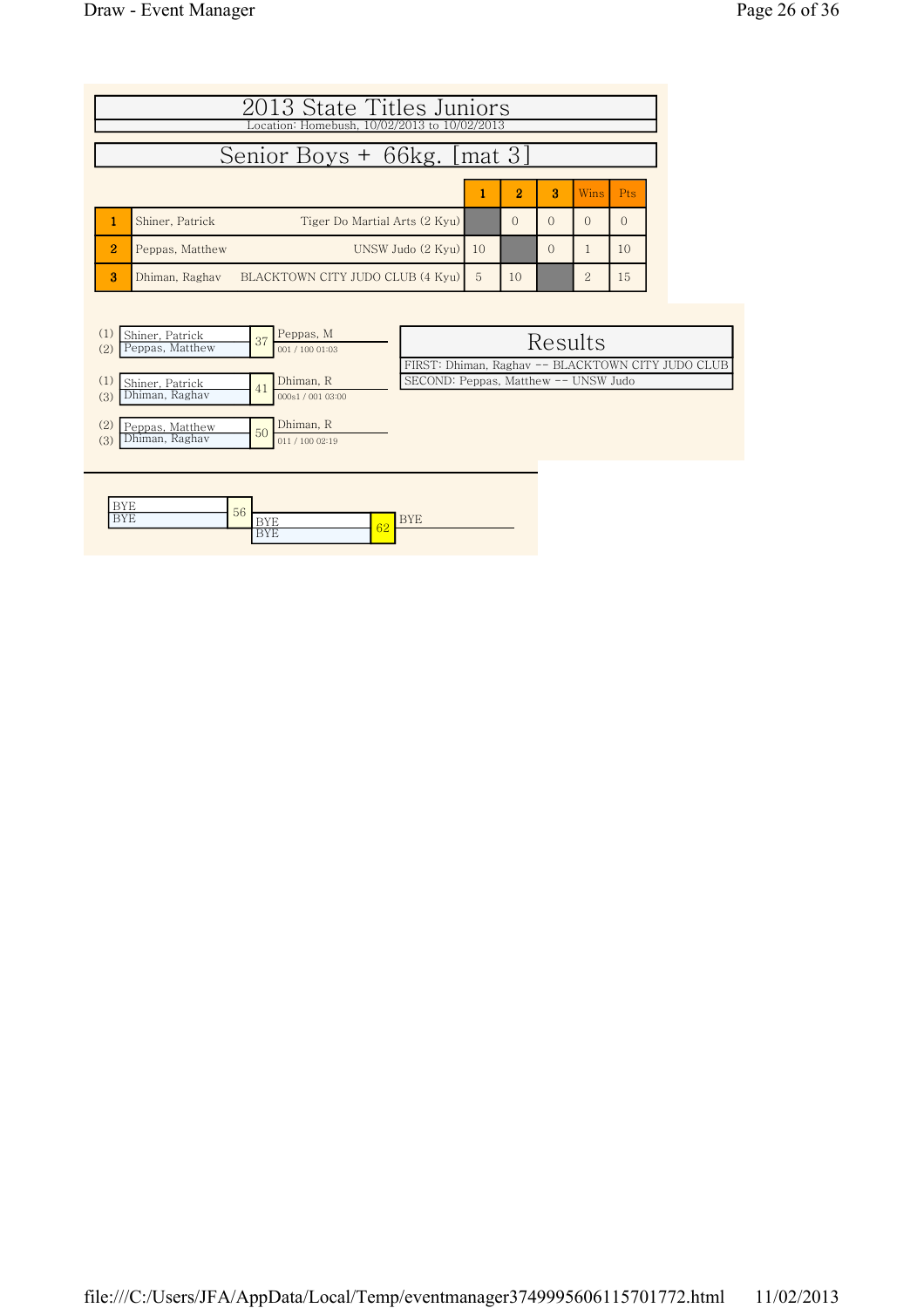# 2013 State Titles Juniors

Location: Homebush, 10/02/2013 to 10/02/2013

## Senior Boys + 66kg. [mat 3]

| | Name | Club | 1 | 2 | 3 | Wins | Pts |
|---|---|---|---|---|---|---|---|
| 1 | Shiner, Patrick | Tiger Do Martial Arts (2 Kyu) | | 0 | 0 | 0 | 0 |
| 2 | Peppas, Matthew | UNSW Judo (2 Kyu) | 10 | | 0 | 1 | 10 |
| 3 | Dhiman, Raghav | BLACKTOWN CITY JUDO CLUB (4 Kyu) | 5 | 10 | | 2 | 15 |

(1) Shiner, Patrick
(2) Peppas, Matthew
37 — Peppas, M — 001 / 100 01:03

(1) Shiner, Patrick
(3) Dhiman, Raghav
41 — Dhiman, R — 000s1 / 001 03:00

(2) Peppas, Matthew
(3) Dhiman, Raghav
50 — Dhiman, R — 011 / 100 02:19

### Results

FIRST: Dhiman, Raghav -- BLACKTOWN CITY JUDO CLUB
SECOND: Peppas, Matthew -- UNSW Judo

BYE
BYE
56 — BYE

BYE
BYE
62 — BYE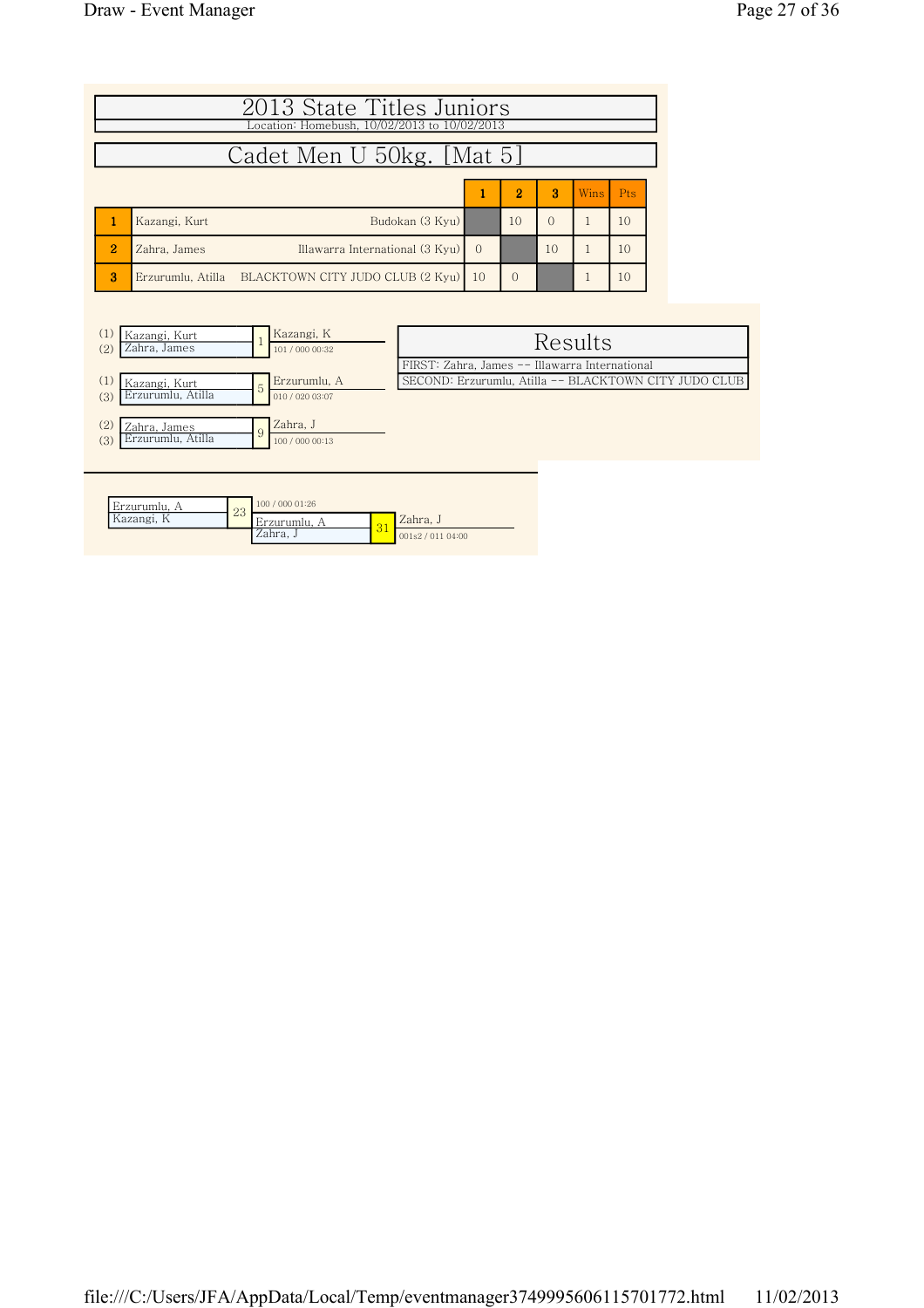# 2013 State Titles Juniors

Location: Homebush, 10/02/2013 to 10/02/2013

## Cadet Men U 50kg. [Mat 5]

| | Name | Club | 1 | 2 | 3 | Wins | Pts |
|---|---|---|---|---|---|---|---|
| 1 | Kazangi, Kurt | Budokan (3 Kyu) | | 10 | 0 | 1 | 10 |
| 2 | Zahra, James | Illawarra International (3 Kyu) | 0 | | 10 | 1 | 10 |
| 3 | Erzurumlu, Atilla | BLACKTOWN CITY JUDO CLUB (2 Kyu) | 10 | 0 | | 1 | 10 |

| Contest | Competitors | Winner | Score / Time |
|---|---|---|---|
| 1 | (1) Kazangi, Kurt vs (2) Zahra, James | Kazangi, K | 101 / 000 00:32 |
| 5 | (1) Kazangi, Kurt vs (3) Erzurumlu, Atilla | Erzurumlu, A | 010 / 020 03:07 |
| 9 | (2) Zahra, James vs (3) Erzurumlu, Atilla | Zahra, J | 100 / 000 00:13 |

### Results

FIRST: Zahra, James -- Illawarra International

SECOND: Erzurumlu, Atilla -- BLACKTOWN CITY JUDO CLUB

| Contest | Competitors | Winner | Score / Time |
|---|---|---|---|
| 23 | Erzurumlu, A vs Kazangi, K | Erzurumlu, A | 100 / 000 01:26 |
| 31 | Erzurumlu, A vs Zahra, J | Zahra, J | 001s2 / 011 04:00 |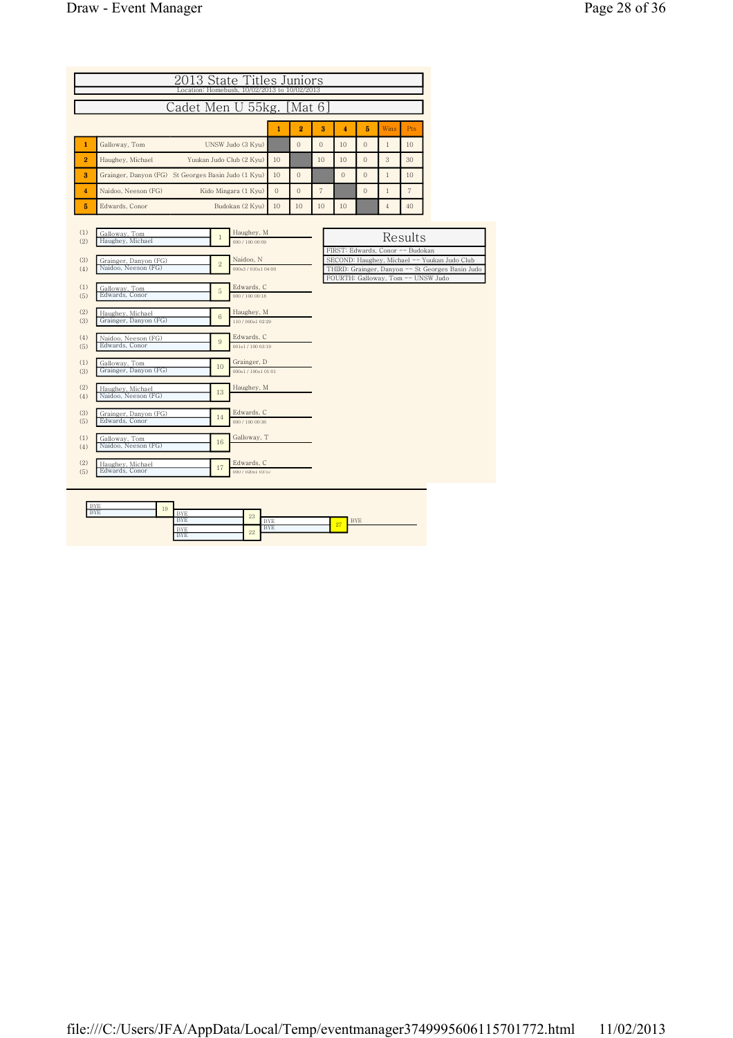# 2013 State Titles Juniors

Location: Homebush, 10/02/2013 to 10/02/2013

## Cadet Men U 55kg. [Mat 6]

| | Name | Club | 1 | 2 | 3 | 4 | 5 | Wins | Pts |
|---|---|---|---|---|---|---|---|---|---|
| 1 | Galloway, Tom | UNSW Judo (3 Kyu) | | 0 | 0 | 10 | 0 | 1 | 10 |
| 2 | Haughey, Michael | Yuukan Judo Club (2 Kyu) | 10 | | 10 | 10 | 0 | 3 | 30 |
| 3 | Grainger, Danyon (FG) | St Georges Basin Judo (1 Kyu) | 10 | 0 | | 0 | 0 | 1 | 10 |
| 4 | Naidoo, Neeson (FG) | Kido Mingara (1 Kyu) | 0 | 0 | 7 | | 0 | 1 | 7 |
| 5 | Edwards, Conor | Budokan (2 Kyu) | 10 | 10 | 10 | 10 | | 4 | 40 |

| Pool | Competitors | Contest | Winner | Score |
|---|---|---|---|---|
| (1) / (2) | Galloway, Tom / Haughey, Michael | 1 | Haughey, M | 000 / 100 00:09 |
| (3) / (4) | Grainger, Danyon (FG) / Naidoo, Neeson (FG) | 2 | Naidoo, N | 000s3 / 010s1 04:00 |
| (1) / (5) | Galloway, Tom / Edwards, Conor | 5 | Edwards, C | 000 / 100 00:18 |
| (2) / (3) | Haughey, Michael / Grainger, Danyon (FG) | 6 | Haughey, M | 110 / 000s1 02:29 |
| (4) / (5) | Naidoo, Neeson (FG) / Edwards, Conor | 9 | Edwards, C | 001s1 / 100 03:19 |
| (1) / (3) | Galloway, Tom / Grainger, Danyon (FG) | 10 | Grainger, D | 000s1 / 100s1 01:01 |
| (2) / (4) | Haughey, Michael / Naidoo, Neeson (FG) | 13 | Haughey, M | |
| (3) / (5) | Grainger, Danyon (FG) / Edwards, Conor | 14 | Edwards, C | 000 / 100 00:36 |
| (1) / (4) | Galloway, Tom / Naidoo, Neeson (FG) | 16 | Galloway, T | |
| (2) / (5) | Haughey, Michael / Edwards, Conor | 17 | Edwards, C | 000 / 020s1 03:57 |

### Results

- FIRST: Edwards, Conor -- Budokan
- SECOND: Haughey, Michael -- Yuukan Judo Club
- THIRD: Grainger, Danyon -- St Georges Basin Judo
- FOURTH: Galloway, Tom -- UNSW Judo

| Contest | Competitors | Winner |
|---|---|---|
| 19 | BYE / BYE | |
| 23 | BYE / BYE | |
| 22 | BYE / BYE | |
| 27 | BYE / BYE | BYE |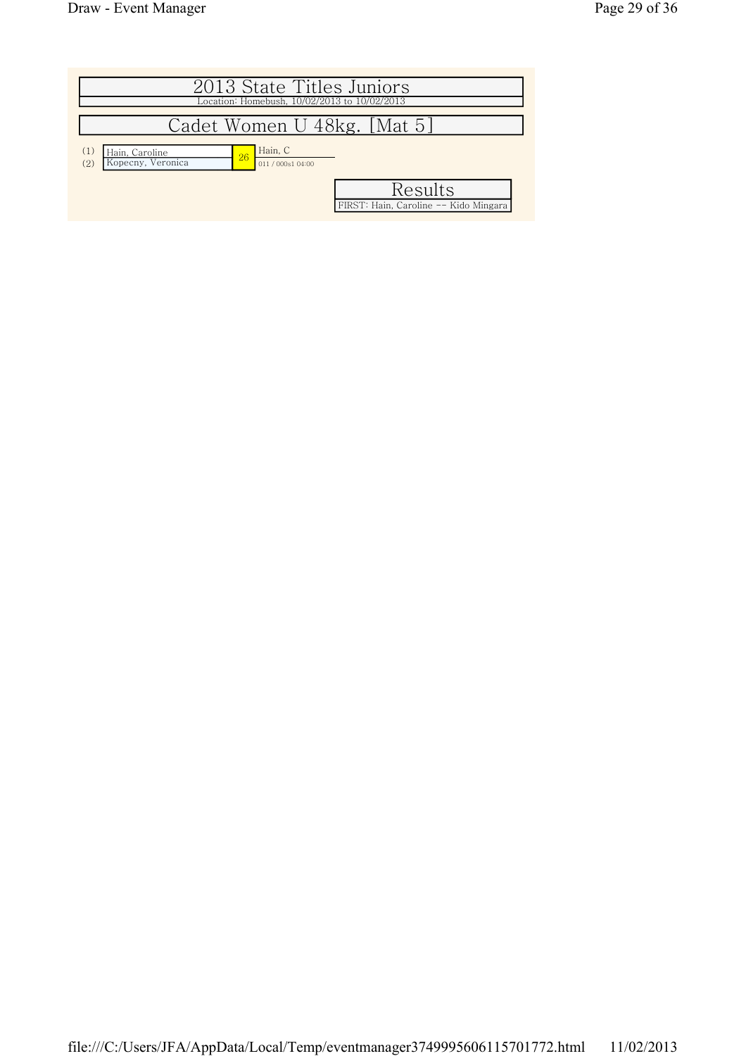# 2013 State Titles Juniors

Location: Homebush, 10/02/2013 to 10/02/2013

## Cadet Women U 48kg. [Mat 5]

| Seed | Competitor | Contest | Winner |
| --- | --- | --- | --- |
| (1) | Hain, Caroline | 26 | Hain, C |
| (2) | Kopecny, Veronica | | 011 / 000s1 04:00 |

### Results

FIRST: Hain, Caroline -- Kido Mingara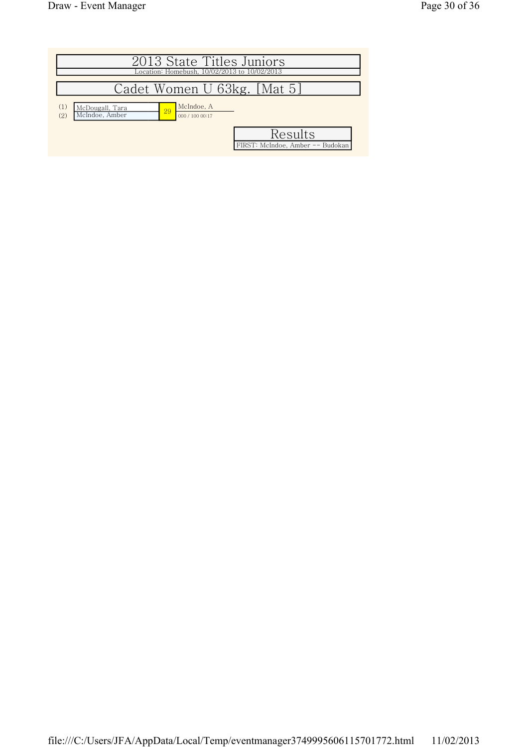# 2013 State Titles Juniors

Location: Homebush, 10/02/2013 to 10/02/2013

## Cadet Women U 63kg. [Mat 5]

| | Competitor | Match | Winner |
|---|---|---|---|
| (1) | McDougall, Tara | 29 | McIndoe, A |
| (2) | McIndoe, Amber | | 000 / 100 00:17 |

### Results

FIRST: McIndoe, Amber -- Budokan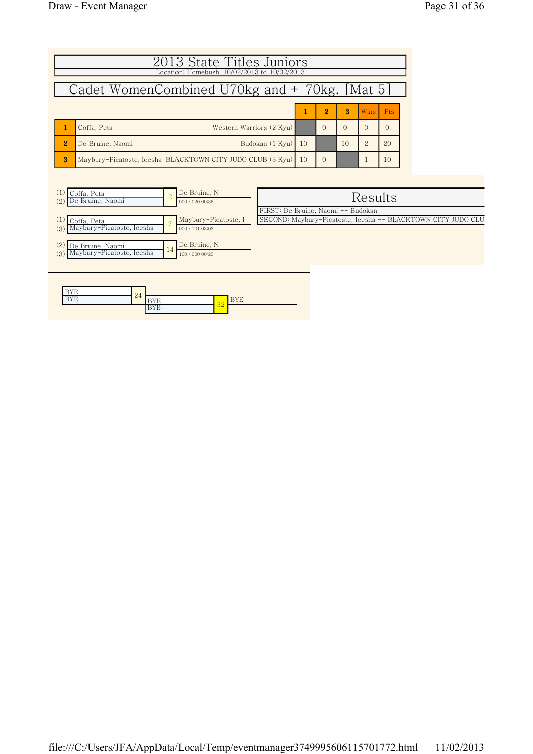# 2013 State Titles Juniors

Location: Homebush, 10/02/2013 to 10/02/2013

## Cadet WomenCombined U70kg and + 70kg. [Mat 5]

| | Name | Club | 1 | 2 | 3 | Wins | Pts |
|---|---|---|---|---|---|---|---|
| 1 | Coffa, Peta | Western Warriors (2 Kyu) | | 0 | 0 | 0 | 0 |
| 2 | De Bruine, Naomi | Budokan (1 Kyu) | 10 | | 10 | 2 | 20 |
| 3 | Maybury-Picatoste, Ieesha | BLACKTOWN CITY JUDO CLUB (3 Kyu) | 10 | 0 | | 1 | 10 |

| Contest | Competitors | Winner | Score / Time |
|---|---|---|---|
| 2 | (1) Coffa, Peta vs (2) De Bruine, Naomi | De Bruine, N | 000 / 020 00:36 |
| 7 | (1) Coffa, Peta vs (3) Maybury-Picatoste, Ieesha | Maybury-Picatoste, I | 000 / 101 03:03 |
| 14 | (2) De Bruine, Naomi vs (3) Maybury-Picatoste, Ieesha | De Bruine, N | 100 / 000 00:20 |

### Results

FIRST: De Bruine, Naomi -- Budokan

SECOND: Maybury-Picatoste, Ieesha -- BLACKTOWN CITY JUDO CLU

| Contest | Competitors | Winner |
|---|---|---|
| 24 | BYE vs BYE | BYE |
| 32 | BYE vs BYE | BYE |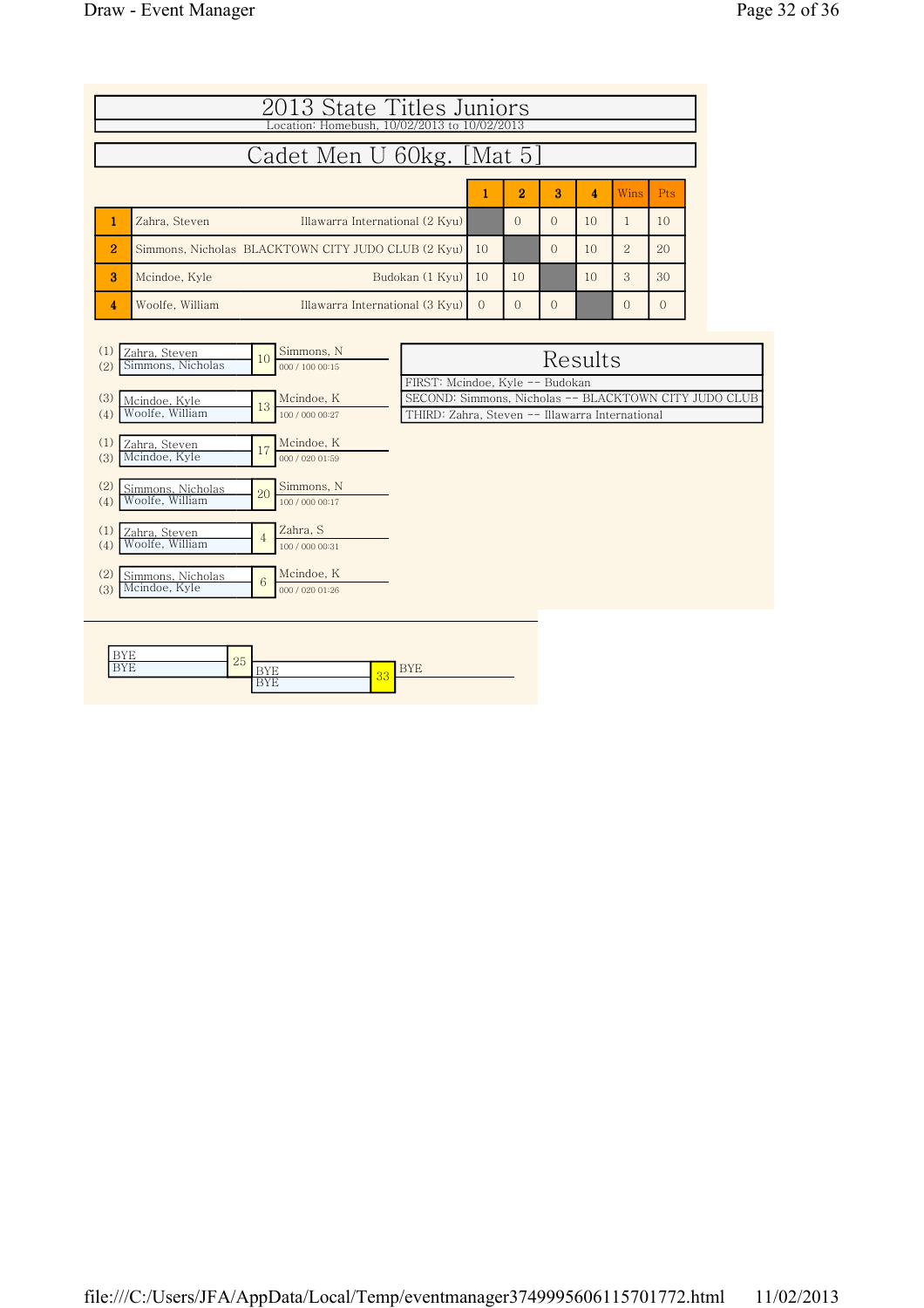# 2013 State Titles Juniors

Location: Homebush, 10/02/2013 to 10/02/2013

## Cadet Men U 60kg. [Mat 5]

| | Name | Club | 1 | 2 | 3 | 4 | Wins | Pts |
|---|---|---|---|---|---|---|---|---|
| 1 | Zahra, Steven | Illawarra International (2 Kyu) | | 0 | 0 | 10 | 1 | 10 |
| 2 | Simmons, Nicholas | BLACKTOWN CITY JUDO CLUB (2 Kyu) | 10 | | 0 | 10 | 2 | 20 |
| 3 | Mcindoe, Kyle | Budokan (1 Kyu) | 10 | 10 | | 10 | 3 | 30 |
| 4 | Woolfe, William | Illawarra International (3 Kyu) | 0 | 0 | 0 | | 0 | 0 |

| Contest | Competitors | Winner | Score / Time |
|---|---|---|---|
| 10 | (1) Zahra, Steven vs (2) Simmons, Nicholas | Simmons, N | 000 / 100 00:15 |
| 13 | (3) Mcindoe, Kyle vs (4) Woolfe, William | Mcindoe, K | 100 / 000 00:27 |
| 17 | (1) Zahra, Steven vs (3) Mcindoe, Kyle | Mcindoe, K | 000 / 020 01:59 |
| 20 | (2) Simmons, Nicholas vs (4) Woolfe, William | Simmons, N | 100 / 000 00:17 |
| 4 | (1) Zahra, Steven vs (4) Woolfe, William | Zahra, S | 100 / 000 00:31 |
| 6 | (2) Simmons, Nicholas vs (3) Mcindoe, Kyle | Mcindoe, K | 000 / 020 01:26 |

### Results

- FIRST: Mcindoe, Kyle -- Budokan
- SECOND: Simmons, Nicholas -- BLACKTOWN CITY JUDO CLUB
- THIRD: Zahra, Steven -- Illawarra International

| Contest | Competitors | Winner |
|---|---|---|
| 25 | BYE vs BYE | BYE |
| 33 | BYE vs BYE | BYE |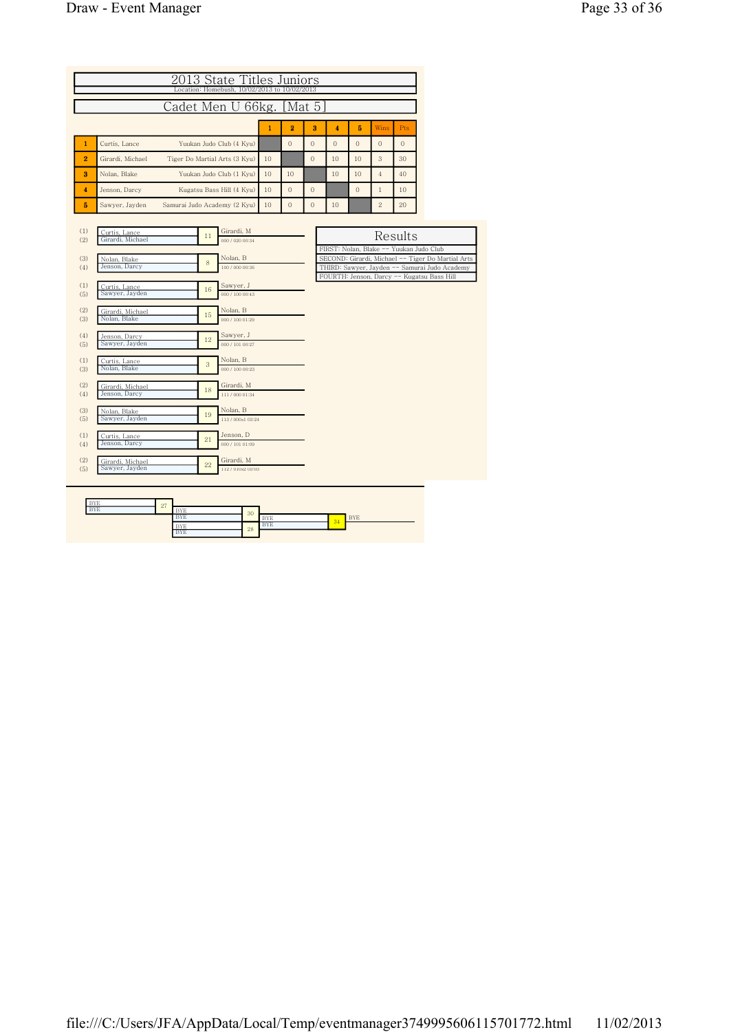# 2013 State Titles Juniors

Location: Homebush, 10/02/2013 to 10/02/2013

## Cadet Men U 66kg. [Mat 5]

| # | Name | Club | 1 | 2 | 3 | 4 | 5 | Wins | Pts |
|---|---|---|---|---|---|---|---|---|---|
| 1 | Curtis, Lance | Yuukan Judo Club (4 Kyu) | | 0 | 0 | 0 | 0 | 0 | 0 |
| 2 | Girardi, Michael | Tiger Do Martial Arts (3 Kyu) | 10 | | 0 | 10 | 10 | 3 | 30 |
| 3 | Nolan, Blake | Yuukan Judo Club (1 Kyu) | 10 | 10 | | 10 | 10 | 4 | 40 |
| 4 | Jenson, Darcy | Kugatsu Bass Hill (4 Kyu) | 10 | 0 | 0 | | 0 | 1 | 10 |
| 5 | Sawyer, Jayden | Samurai Judo Academy (2 Kyu) | 10 | 0 | 0 | 10 | | 2 | 20 |

| Players | Contest | Winner | Score |
|---|---|---|---|
| (1) Curtis, Lance / (2) Girardi, Michael | 11 | Girardi, M | 000 / 020 00:34 |
| (3) Nolan, Blake / (4) Jenson, Darcy | 8 | Nolan, B | 100 / 000 00:36 |
| (1) Curtis, Lance / (5) Sawyer, Jayden | 16 | Sawyer, J | 000 / 100 00:43 |
| (2) Girardi, Michael / (3) Nolan, Blake | 15 | Nolan, B | 000 / 100 01:29 |
| (4) Jenson, Darcy / (5) Sawyer, Jayden | 12 | Sawyer, J | 000 / 101 00:27 |
| (1) Curtis, Lance / (3) Nolan, Blake | 3 | Nolan, B | 000 / 100 00:23 |
| (2) Girardi, Michael / (4) Jenson, Darcy | 18 | Girardi, M | 111 / 000 01:34 |
| (3) Nolan, Blake / (5) Sawyer, Jayden | 19 | Nolan, B | 113 / 000s1 03:24 |
| (1) Curtis, Lance / (4) Jenson, Darcy | 21 | Jenson, D | 000 / 101 01:09 |
| (2) Girardi, Michael / (5) Sawyer, Jayden | 22 | Girardi, M | 112 / 010s2 03:03 |

### Results

- FIRST: Nolan, Blake -- Yuukan Judo Club
- SECOND: Girardi, Michael -- Tiger Do Martial Arts
- THIRD: Sawyer, Jayden -- Samurai Judo Academy
- FOURTH: Jenson, Darcy -- Kugatsu Bass Hill

| Players | Contest | Winner |
|---|---|---|
| BYE / BYE | 27 | BYE |
| BYE / BYE | 30 | BYE |
| BYE / BYE | 28 | BYE |
| BYE / BYE | 34 | BYE |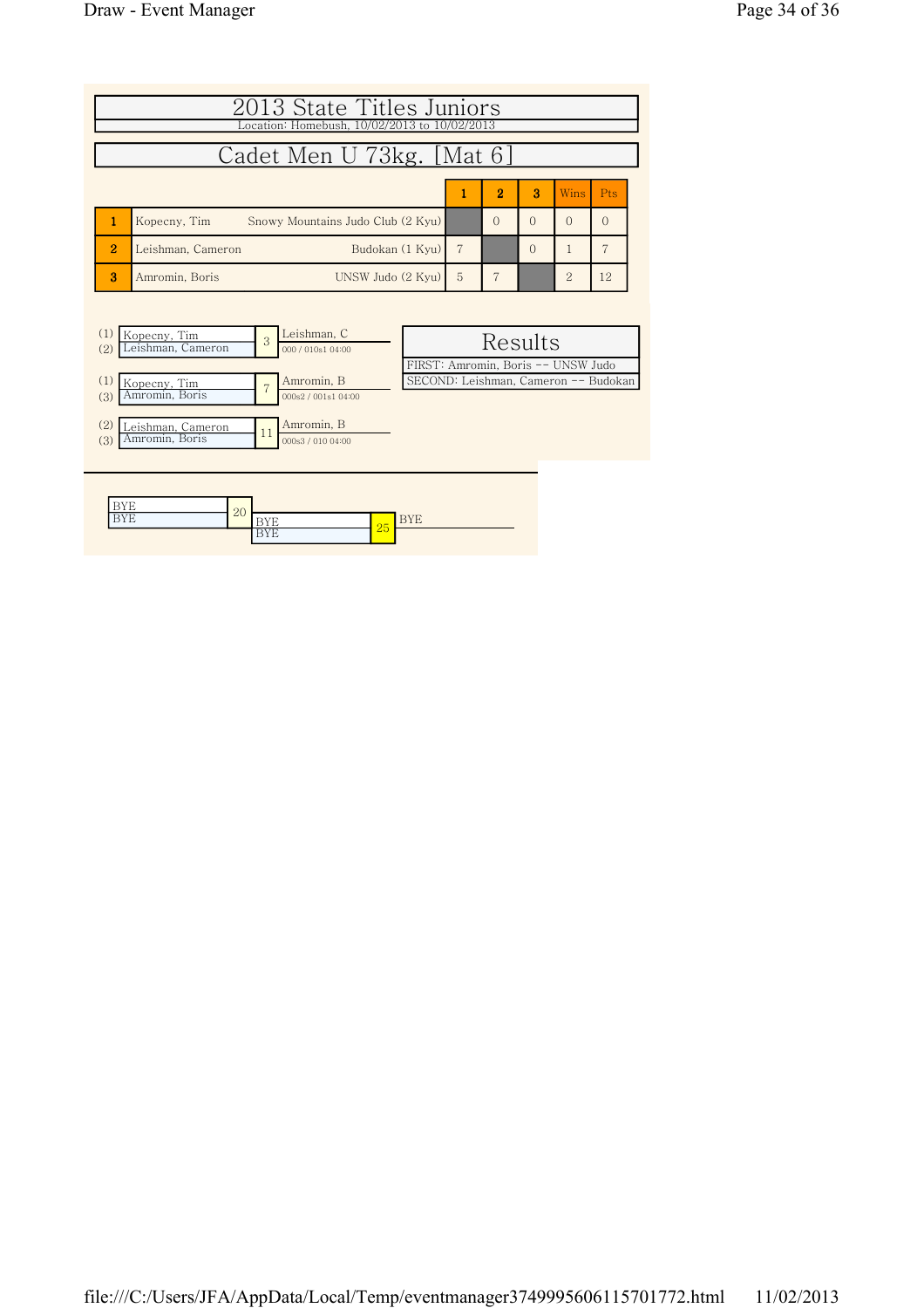# 2013 State Titles Juniors

Location: Homebush, 10/02/2013 to 10/02/2013

## Cadet Men U 73kg. [Mat 6]

| | | 1 | 2 | 3 | Wins | Pts |
|---|---|---|---|---|---|---|
| 1 | Kopecny, Tim — Snowy Mountains Judo Club (2 Kyu) | | 0 | 0 | 0 | 0 |
| 2 | Leishman, Cameron — Budokan (1 Kyu) | 7 | | 0 | 1 | 7 |
| 3 | Amromin, Boris — UNSW Judo (2 Kyu) | 5 | 7 | | 2 | 12 |

| Contest | Competitors | Winner | Score |
|---|---|---|---|
| 3 | (1) Kopecny, Tim / (2) Leishman, Cameron | Leishman, C | 000 / 010s1 04:00 |
| 7 | (1) Kopecny, Tim / (3) Amromin, Boris | Amromin, B | 000s2 / 001s1 04:00 |
| 11 | (2) Leishman, Cameron / (3) Amromin, Boris | Amromin, B | 000s3 / 010 04:00 |

### Results

FIRST: Amromin, Boris -- UNSW Judo

SECOND: Leishman, Cameron -- Budokan

| Contest | Competitors | Winner |
|---|---|---|
| 20 | BYE / BYE | |
| 25 | BYE / BYE | BYE |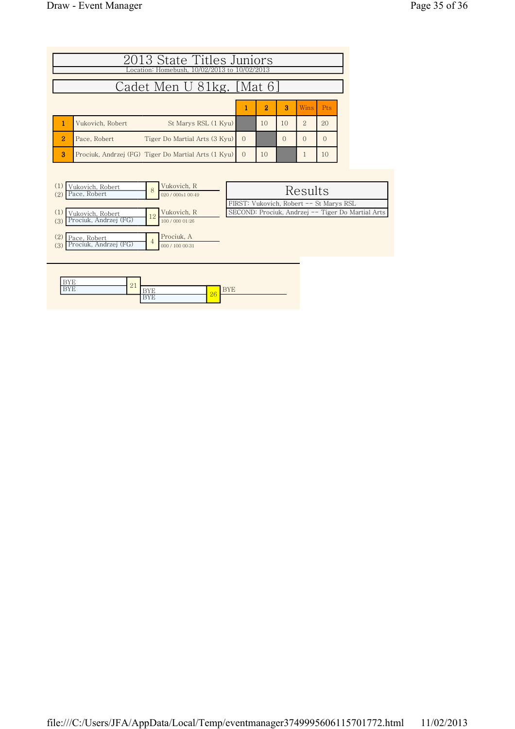# 2013 State Titles Juniors

Location: Homebush, 10/02/2013 to 10/02/2013

## Cadet Men U 81kg. [Mat 6]

| | | 1 | 2 | 3 | Wins | Pts |
|---|---|---|---|---|---|---|
| 1 | Vukovich, Robert St Marys RSL (1 Kyu) | | 10 | 10 | 2 | 20 |
| 2 | Pace, Robert Tiger Do Martial Arts (3 Kyu) | 0 | | 0 | 0 | 0 |
| 3 | Prociuk, Andrzej (FG) Tiger Do Martial Arts (1 Kyu) | 0 | 10 | | 1 | 10 |

| Contest | Competitors | Winner | Score / Time |
|---|---|---|---|
| 8 | (1) Vukovich, Robert / (2) Pace, Robert | Vukovich, R | 020 / 000s1 00:49 |
| 12 | (1) Vukovich, Robert / (3) Prociuk, Andrzej (FG) | Vukovich, R | 100 / 000 01:26 |
| 4 | (2) Pace, Robert / (3) Prociuk, Andrzej (FG) | Prociuk, A | 000 / 100 00:31 |

### Results

FIRST: Vukovich, Robert -- St Marys RSL

SECOND: Prociuk, Andrzej -- Tiger Do Martial Arts

| Contest | Competitors | Winner |
|---|---|---|
| 21 | BYE / BYE | |
| 26 | BYE / BYE | BYE |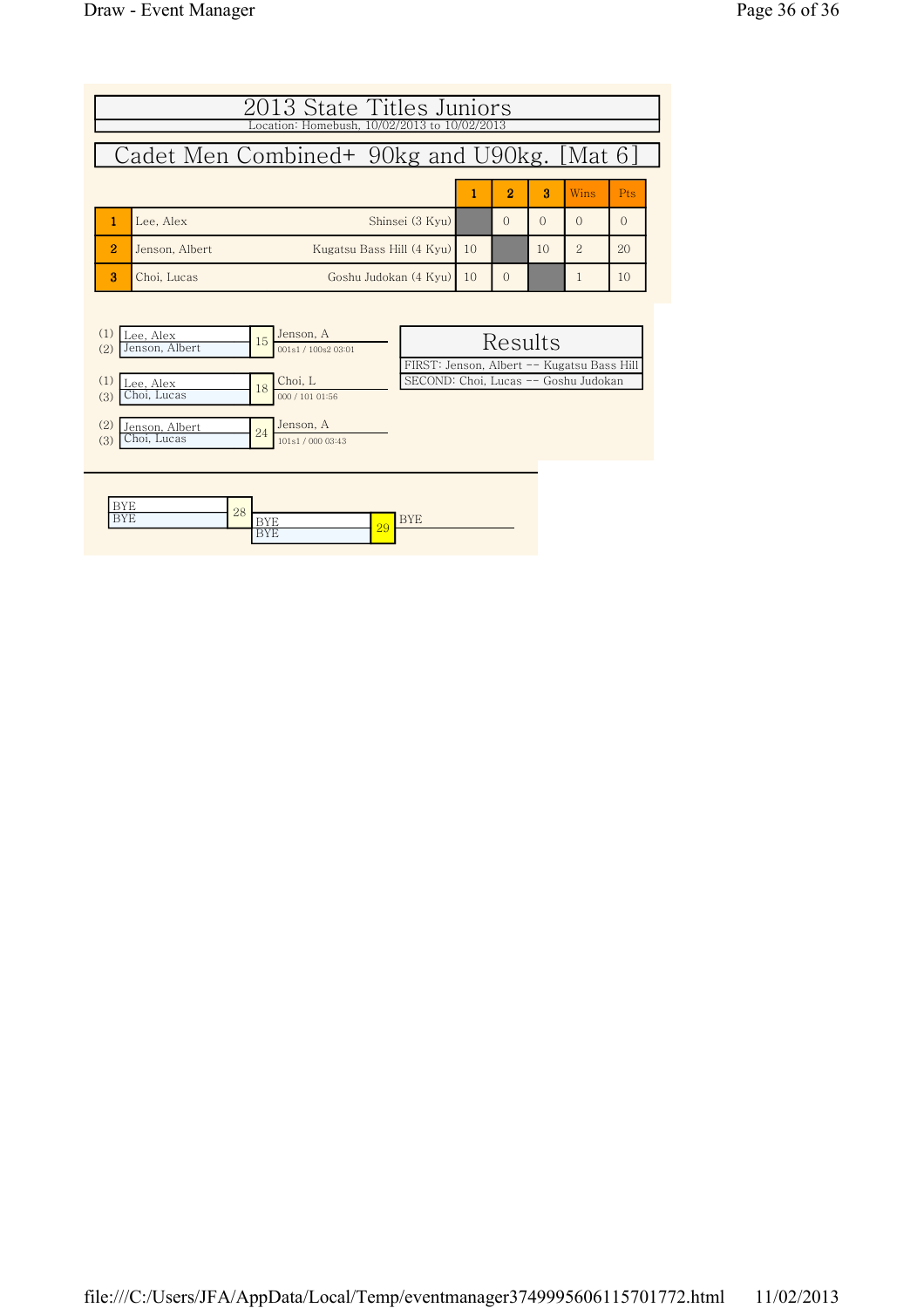# 2013 State Titles Juniors

Location: Homebush, 10/02/2013 to 10/02/2013

## Cadet Men Combined+ 90kg and U90kg. [Mat 6]

| | Name | Club | 1 | 2 | 3 | Wins | Pts |
|---|---|---|---|---|---|---|---|
| 1 | Lee, Alex | Shinsei (3 Kyu) | | 0 | 0 | 0 | 0 |
| 2 | Jenson, Albert | Kugatsu Bass Hill (4 Kyu) | 10 | | 10 | 2 | 20 |
| 3 | Choi, Lucas | Goshu Judokan (4 Kyu) | 10 | 0 | | 1 | 10 |

| | Competitors | Contest | Winner | Score |
|---|---|---|---|---|
| (1) / (2) | Lee, Alex / Jenson, Albert | 15 | Jenson, A | 001s1 / 100s2 03:01 |
| (1) / (3) | Lee, Alex / Choi, Lucas | 18 | Choi, L | 000 / 101 01:56 |
| (2) / (3) | Jenson, Albert / Choi, Lucas | 24 | Jenson, A | 101s1 / 000 03:43 |

### Results

FIRST: Jenson, Albert -- Kugatsu Bass Hill

SECOND: Choi, Lucas -- Goshu Judokan

| Competitors | Contest | Competitors | Contest | Winner |
|---|---|---|---|---|
| BYE / BYE | 28 | BYE / BYE | 29 | BYE |